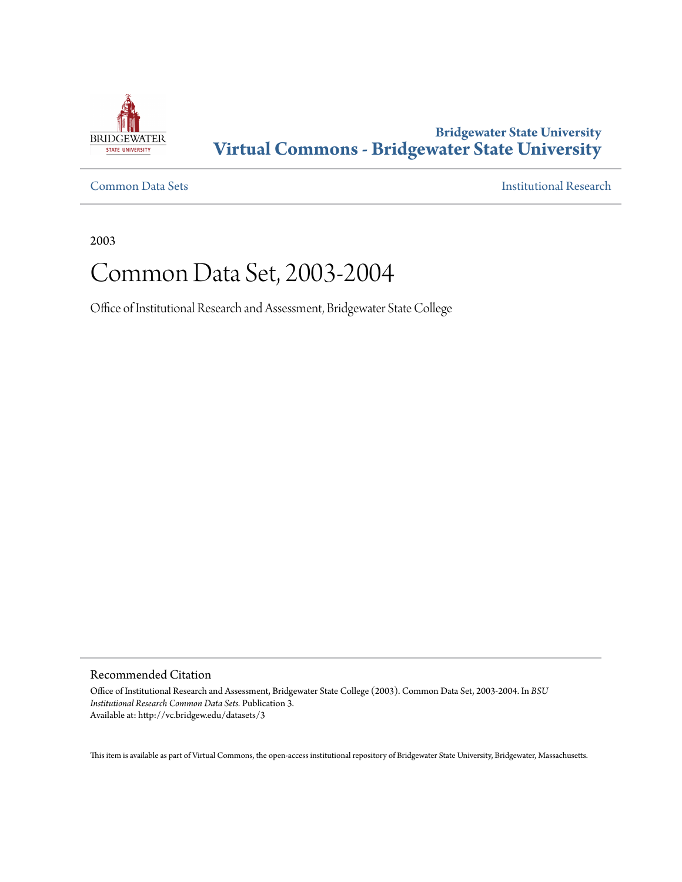Bridgewater State University
**Virtual Commons - Bridgewater State University**

Common Data Sets | Institutional Research

2003

# Common Data Set, 2003-2004

Office of Institutional Research and Assessment, Bridgewater State College

## Recommended Citation

Office of Institutional Research and Assessment, Bridgewater State College (2003). Common Data Set, 2003-2004. In *BSU Institutional Research Common Data Sets.* Publication 3.
Available at: http://vc.bridgew.edu/datasets/3

This item is available as part of Virtual Commons, the open-access institutional repository of Bridgewater State University, Bridgewater, Massachusetts.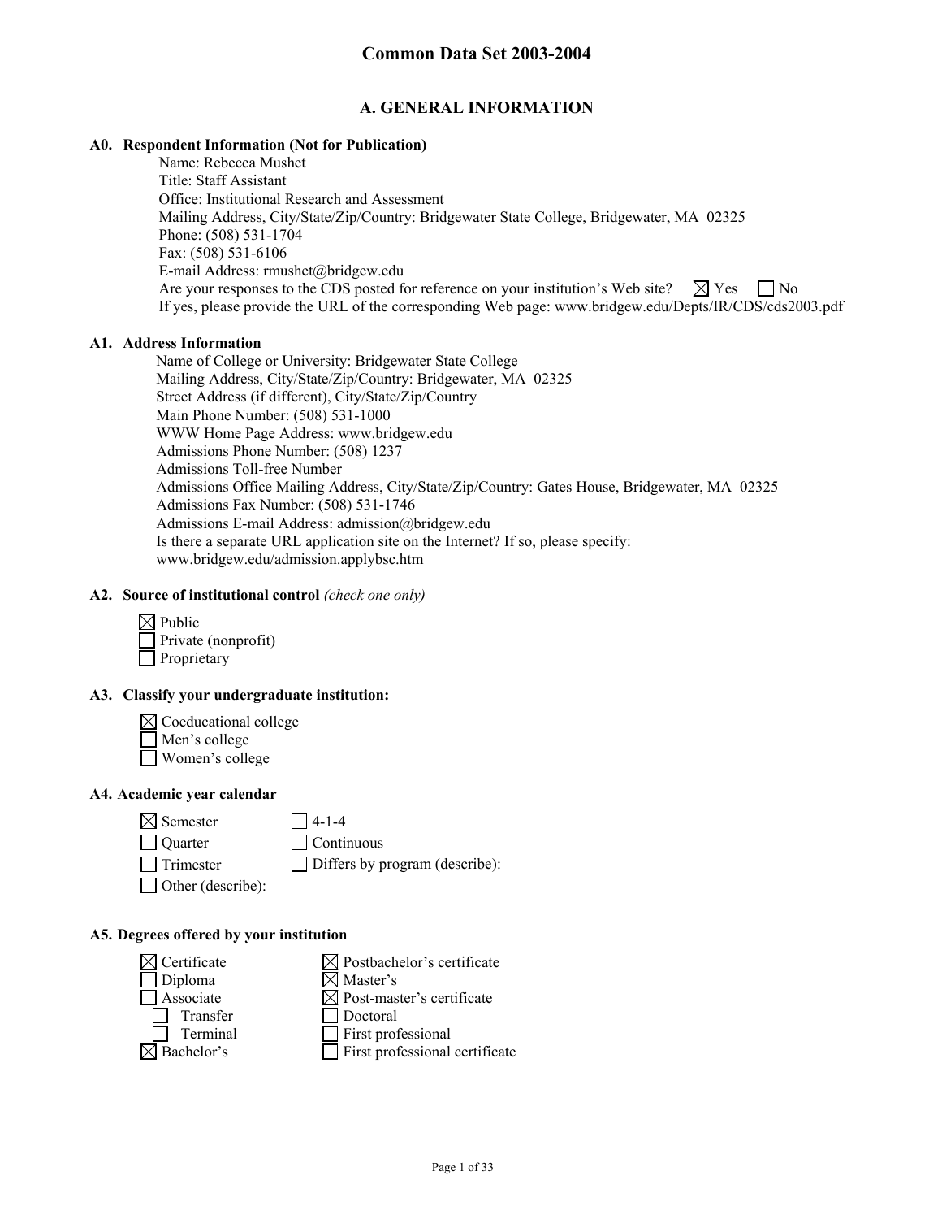# Common Data Set 2003-2004

## A. GENERAL INFORMATION

### A0. Respondent Information (Not for Publication)

Name: Rebecca Mushet
Title: Staff Assistant
Office: Institutional Research and Assessment
Mailing Address, City/State/Zip/Country: Bridgewater State College, Bridgewater, MA 02325
Phone: (508) 531-1704
Fax: (508) 531-6106
E-mail Address: rmushet@bridgew.edu
Are your responses to the CDS posted for reference on your institution's Web site? ☒ Yes ☐ No
If yes, please provide the URL of the corresponding Web page: www.bridgew.edu/Depts/IR/CDS/cds2003.pdf

### A1. Address Information

Name of College or University: Bridgewater State College
Mailing Address, City/State/Zip/Country: Bridgewater, MA 02325
Street Address (if different), City/State/Zip/Country
Main Phone Number: (508) 531-1000
WWW Home Page Address: www.bridgew.edu
Admissions Phone Number: (508) 1237
Admissions Toll-free Number
Admissions Office Mailing Address, City/State/Zip/Country: Gates House, Bridgewater, MA 02325
Admissions Fax Number: (508) 531-1746
Admissions E-mail Address: admission@bridgew.edu
Is there a separate URL application site on the Internet? If so, please specify:
www.bridgew.edu/admission.applybsc.htm

### A2. Source of institutional control *(check one only)*

☒ Public
☐ Private (nonprofit)
☐ Proprietary

### A3. Classify your undergraduate institution:

☒ Coeducational college
☐ Men's college
☐ Women's college

### A4. Academic year calendar

☒ Semester
☐ Quarter
☐ Trimester
☐ Other (describe):
☐ 4-1-4
☐ Continuous
☐ Differs by program (describe):

### A5. Degrees offered by your institution

☒ Certificate
☐ Diploma
☐ Associate
- ☐ Transfer
- ☐ Terminal

☒ Bachelor's
☒ Postbachelor's certificate
☒ Master's
☒ Post-master's certificate
☐ Doctoral
☐ First professional
☐ First professional certificate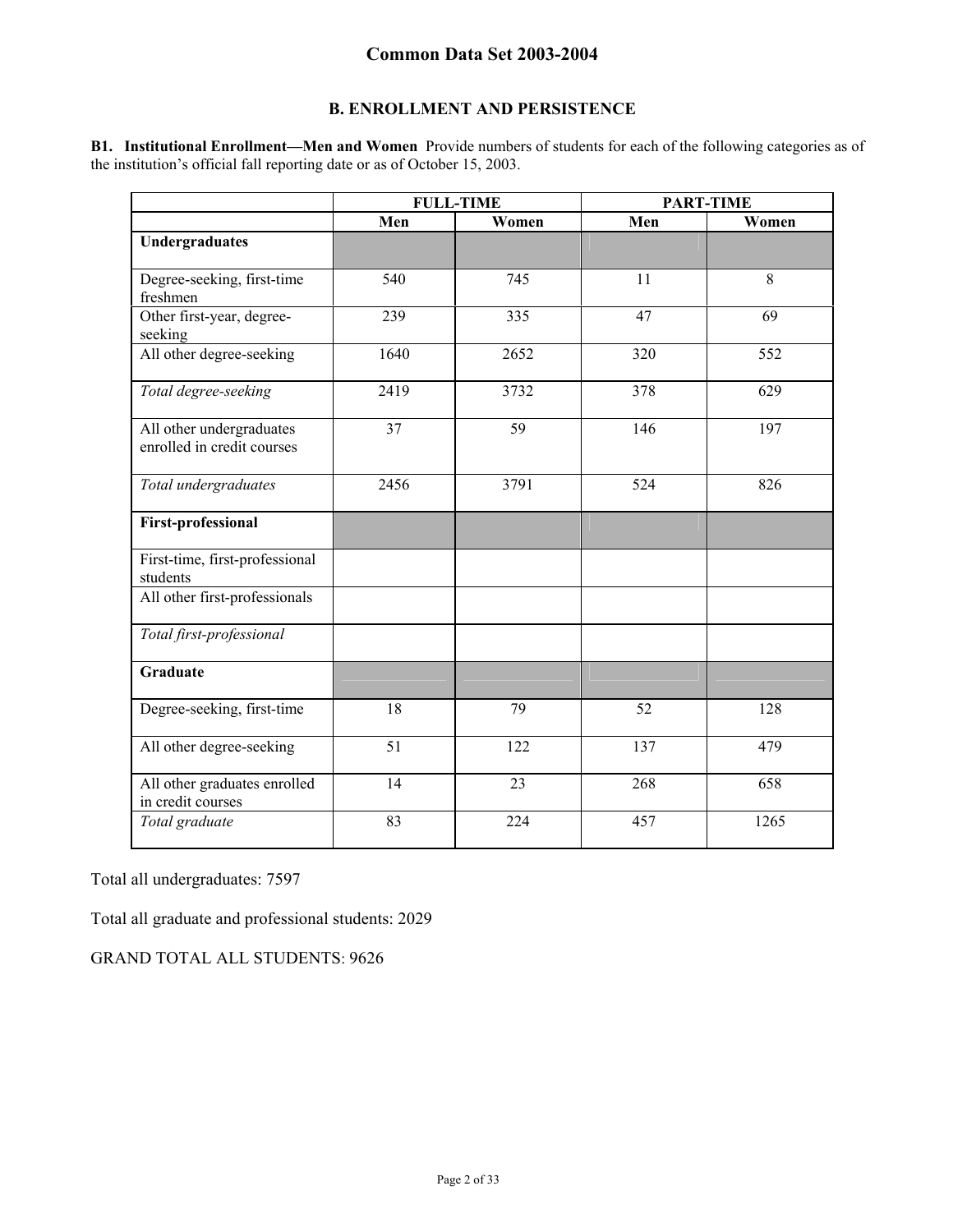## B. ENROLLMENT AND PERSISTENCE

**B1. Institutional Enrollment—Men and Women** Provide numbers of students for each of the following categories as of the institution's official fall reporting date or as of October 15, 2003.

| | FULL-TIME | | PART-TIME | |
|---|---|---|---|---|
| | **Men** | **Women** | **Men** | **Women** |
| **Undergraduates** | | | | |
| Degree-seeking, first-time freshmen | 540 | 745 | 11 | 8 |
| Other first-year, degree-seeking | 239 | 335 | 47 | 69 |
| All other degree-seeking | 1640 | 2652 | 320 | 552 |
| *Total degree-seeking* | 2419 | 3732 | 378 | 629 |
| All other undergraduates enrolled in credit courses | 37 | 59 | 146 | 197 |
| *Total undergraduates* | 2456 | 3791 | 524 | 826 |
| **First-professional** | | | | |
| First-time, first-professional students | | | | |
| All other first-professionals | | | | |
| *Total first-professional* | | | | |
| **Graduate** | | | | |
| Degree-seeking, first-time | 18 | 79 | 52 | 128 |
| All other degree-seeking | 51 | 122 | 137 | 479 |
| All other graduates enrolled in credit courses | 14 | 23 | 268 | 658 |
| *Total graduate* | 83 | 224 | 457 | 1265 |

Total all undergraduates: 7597

Total all graduate and professional students: 2029

GRAND TOTAL ALL STUDENTS: 9626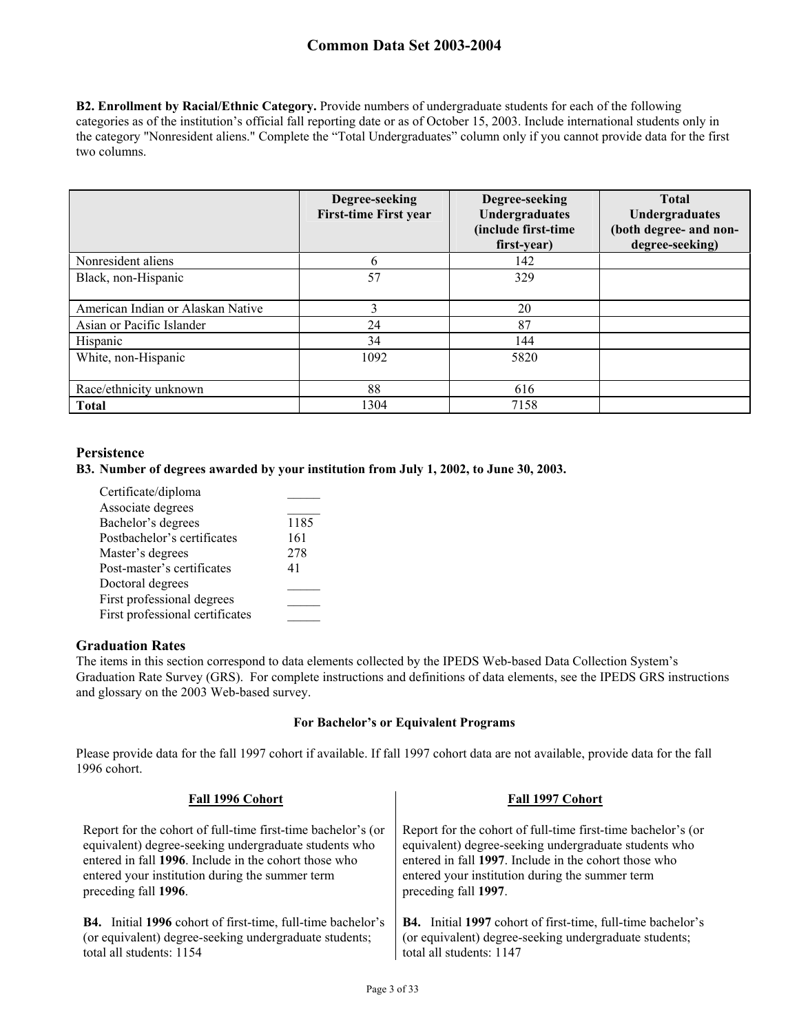**B2. Enrollment by Racial/Ethnic Category.** Provide numbers of undergraduate students for each of the following categories as of the institution's official fall reporting date or as of October 15, 2003. Include international students only in the category "Nonresident aliens." Complete the "Total Undergraduates" column only if you cannot provide data for the first two columns.

| | Degree-seeking First-time First year | Degree-seeking Undergraduates (include first-time first-year) | Total Undergraduates (both degree- and non-degree-seeking) |
|---|---|---|---|
| Nonresident aliens | 6 | 142 | |
| Black, non-Hispanic | 57 | 329 | |
| American Indian or Alaskan Native | 3 | 20 | |
| Asian or Pacific Islander | 24 | 87 | |
| Hispanic | 34 | 144 | |
| White, non-Hispanic | 1092 | 5820 | |
| Race/ethnicity unknown | 88 | 616 | |
| **Total** | 1304 | 7158 | |

## Persistence

**B3. Number of degrees awarded by your institution from July 1, 2002, to June 30, 2003.**

| | |
|---|---|
| Certificate/diploma | _____ |
| Associate degrees | _____ |
| Bachelor's degrees | 1185 |
| Postbachelor's certificates | 161 |
| Master's degrees | 278 |
| Post-master's certificates | 41 |
| Doctoral degrees | _____ |
| First professional degrees | _____ |
| First professional certificates | _____ |

## Graduation Rates

The items in this section correspond to data elements collected by the IPEDS Web-based Data Collection System's Graduation Rate Survey (GRS). For complete instructions and definitions of data elements, see the IPEDS GRS instructions and glossary on the 2003 Web-based survey.

**For Bachelor's or Equivalent Programs**

Please provide data for the fall 1997 cohort if available. If fall 1997 cohort data are not available, provide data for the fall 1996 cohort.

**Fall 1996 Cohort**

Report for the cohort of full-time first-time bachelor's (or equivalent) degree-seeking undergraduate students who entered in fall **1996**. Include in the cohort those who entered your institution during the summer term preceding fall **1996**.

**B4.** Initial **1996** cohort of first-time, full-time bachelor's (or equivalent) degree-seeking undergraduate students; total all students: 1154

**Fall 1997 Cohort**

Report for the cohort of full-time first-time bachelor's (or equivalent) degree-seeking undergraduate students who entered in fall **1997**. Include in the cohort those who entered your institution during the summer term preceding fall **1997**.

**B4.** Initial **1997** cohort of first-time, full-time bachelor's (or equivalent) degree-seeking undergraduate students; total all students: 1147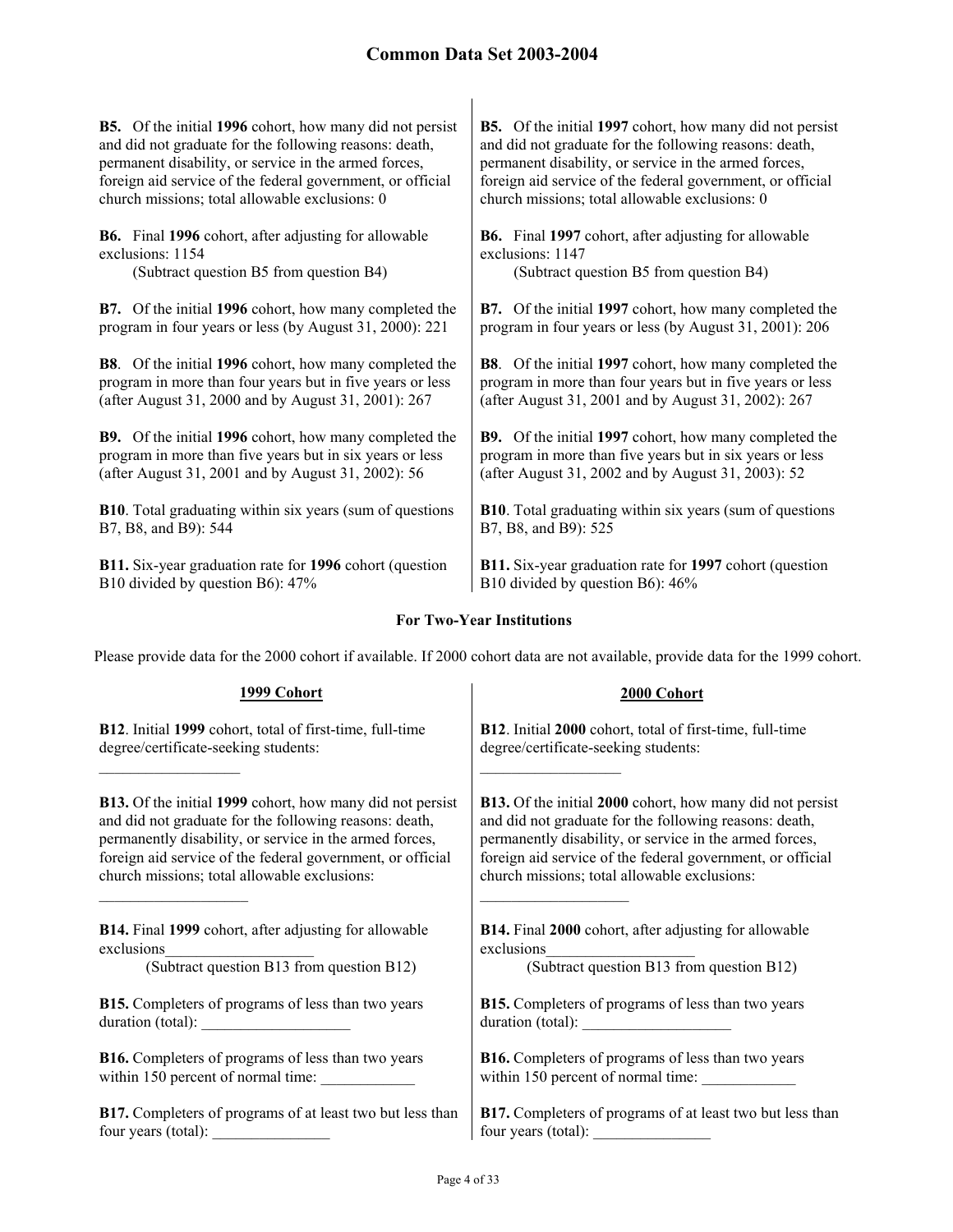**B5.** Of the initial **1996** cohort, how many did not persist and did not graduate for the following reasons: death, permanent disability, or service in the armed forces, foreign aid service of the federal government, or official church missions; total allowable exclusions: 0

**B6.** Final **1996** cohort, after adjusting for allowable exclusions: 1154
(Subtract question B5 from question B4)

**B7.** Of the initial **1996** cohort, how many completed the program in four years or less (by August 31, 2000): 221

**B8**. Of the initial **1996** cohort, how many completed the program in more than four years but in five years or less (after August 31, 2000 and by August 31, 2001): 267

**B9.** Of the initial **1996** cohort, how many completed the program in more than five years but in six years or less (after August 31, 2001 and by August 31, 2002): 56

**B10**. Total graduating within six years (sum of questions B7, B8, and B9): 544

**B11.** Six-year graduation rate for **1996** cohort (question B10 divided by question B6): 47%

**B5.** Of the initial **1997** cohort, how many did not persist and did not graduate for the following reasons: death, permanent disability, or service in the armed forces, foreign aid service of the federal government, or official church missions; total allowable exclusions: 0

**B6.** Final **1997** cohort, after adjusting for allowable exclusions: 1147
(Subtract question B5 from question B4)

**B7.** Of the initial **1997** cohort, how many completed the program in four years or less (by August 31, 2001): 206

**B8**. Of the initial **1997** cohort, how many completed the program in more than four years but in five years or less (after August 31, 2001 and by August 31, 2002): 267

**B9.** Of the initial **1997** cohort, how many completed the program in more than five years but in six years or less (after August 31, 2002 and by August 31, 2003): 52

**B10**. Total graduating within six years (sum of questions B7, B8, and B9): 525

**B11.** Six-year graduation rate for **1997** cohort (question B10 divided by question B6): 46%

### For Two-Year Institutions

Please provide data for the 2000 cohort if available. If 2000 cohort data are not available, provide data for the 1999 cohort.

#### 1999 Cohort

**B12**. Initial **1999** cohort, total of first-time, full-time degree/certificate-seeking students: ________________

**B13.** Of the initial **1999** cohort, how many did not persist and did not graduate for the following reasons: death, permanently disability, or service in the armed forces, foreign aid service of the federal government, or official church missions; total allowable exclusions: ________________

**B14.** Final **1999** cohort, after adjusting for allowable exclusions________________
(Subtract question B13 from question B12)

**B15.** Completers of programs of less than two years duration (total): ________________

**B16.** Completers of programs of less than two years within 150 percent of normal time: ____________

**B17.** Completers of programs of at least two but less than four years (total): _______________

#### 2000 Cohort

**B12**. Initial **2000** cohort, total of first-time, full-time degree/certificate-seeking students: ________________

**B13.** Of the initial **2000** cohort, how many did not persist and did not graduate for the following reasons: death, permanently disability, or service in the armed forces, foreign aid service of the federal government, or official church missions; total allowable exclusions: ________________

**B14.** Final **2000** cohort, after adjusting for allowable exclusions________________
(Subtract question B13 from question B12)

**B15.** Completers of programs of less than two years duration (total): ________________

**B16.** Completers of programs of less than two years within 150 percent of normal time: ____________

**B17.** Completers of programs of at least two but less than four years (total): _______________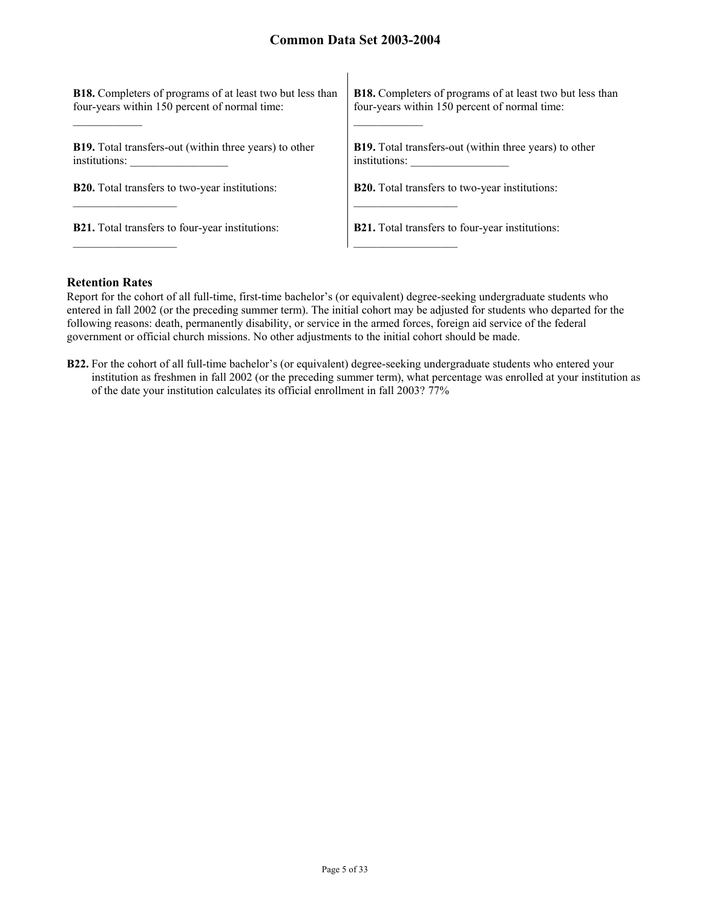**B18.** Completers of programs of at least two but less than four-years within 150 percent of normal time: ____________

**B19.** Total transfers-out (within three years) to other institutions: _________________

**B20.** Total transfers to two-year institutions: __________________

**B21.** Total transfers to four-year institutions: __________________

**B18.** Completers of programs of at least two but less than four-years within 150 percent of normal time: ____________

**B19.** Total transfers-out (within three years) to other institutions: _________________

**B20.** Total transfers to two-year institutions: __________________

**B21.** Total transfers to four-year institutions: __________________

### Retention Rates

Report for the cohort of all full-time, first-time bachelor's (or equivalent) degree-seeking undergraduate students who entered in fall 2002 (or the preceding summer term). The initial cohort may be adjusted for students who departed for the following reasons: death, permanently disability, or service in the armed forces, foreign aid service of the federal government or official church missions. No other adjustments to the initial cohort should be made.

**B22.** For the cohort of all full-time bachelor's (or equivalent) degree-seeking undergraduate students who entered your institution as freshmen in fall 2002 (or the preceding summer term), what percentage was enrolled at your institution as of the date your institution calculates its official enrollment in fall 2003? 77%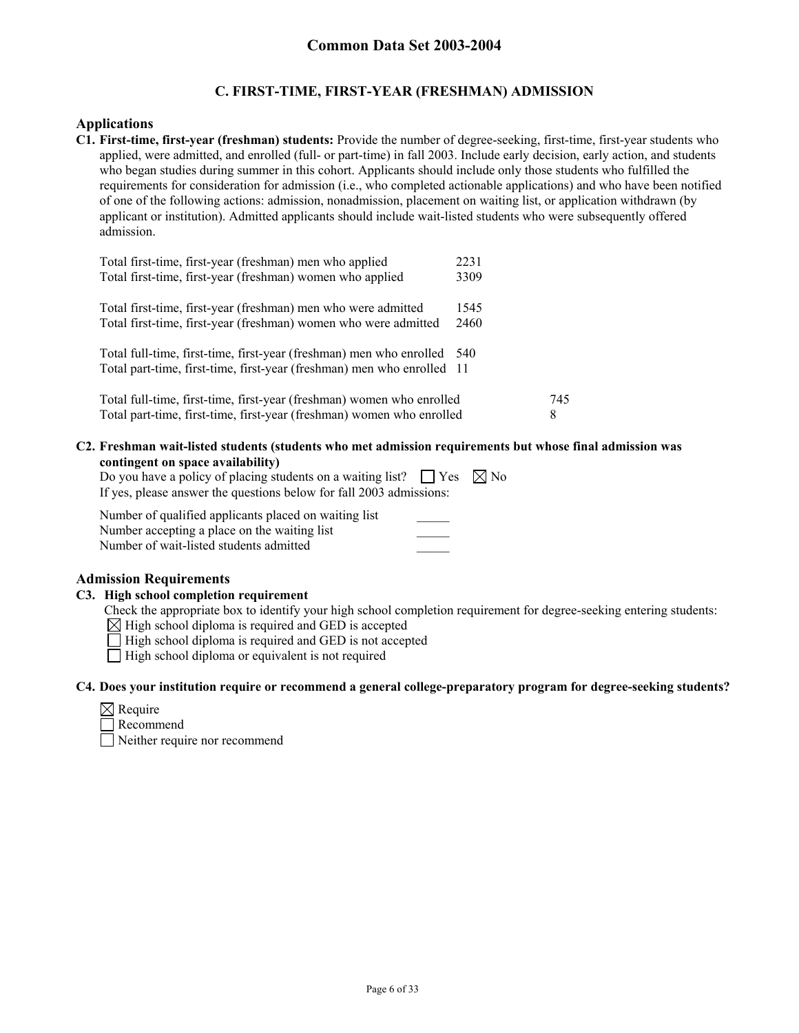## C. FIRST-TIME, FIRST-YEAR (FRESHMAN) ADMISSION

### Applications

**C1. First-time, first-year (freshman) students:** Provide the number of degree-seeking, first-time, first-year students who applied, were admitted, and enrolled (full- or part-time) in fall 2003. Include early decision, early action, and students who began studies during summer in this cohort. Applicants should include only those students who fulfilled the requirements for consideration for admission (i.e., who completed actionable applications) and who have been notified of one of the following actions: admission, nonadmission, placement on waiting list, or application withdrawn (by applicant or institution). Admitted applicants should include wait-listed students who were subsequently offered admission.

| | |
|---|---|
| Total first-time, first-year (freshman) men who applied | 2231 |
| Total first-time, first-year (freshman) women who applied | 3309 |
| Total first-time, first-year (freshman) men who were admitted | 1545 |
| Total first-time, first-year (freshman) women who were admitted | 2460 |
| Total full-time, first-time, first-year (freshman) men who enrolled | 540 |
| Total part-time, first-time, first-year (freshman) men who enrolled | 11 |
| Total full-time, first-time, first-year (freshman) women who enrolled | 745 |
| Total part-time, first-time, first-year (freshman) women who enrolled | 8 |

**C2. Freshman wait-listed students (students who met admission requirements but whose final admission was contingent on space availability)**

Do you have a policy of placing students on a waiting list? ☐ Yes ☒ No

If yes, please answer the questions below for fall 2003 admissions:

| | |
|---|---|
| Number of qualified applicants placed on waiting list | _____ |
| Number accepting a place on the waiting list | _____ |
| Number of wait-listed students admitted | _____ |

### Admission Requirements

**C3. High school completion requirement**

Check the appropriate box to identify your high school completion requirement for degree-seeking entering students:

☒ High school diploma is required and GED is accepted
☐ High school diploma is required and GED is not accepted
☐ High school diploma or equivalent is not required

**C4. Does your institution require or recommend a general college-preparatory program for degree-seeking students?**

☒ Require
☐ Recommend
☐ Neither require nor recommend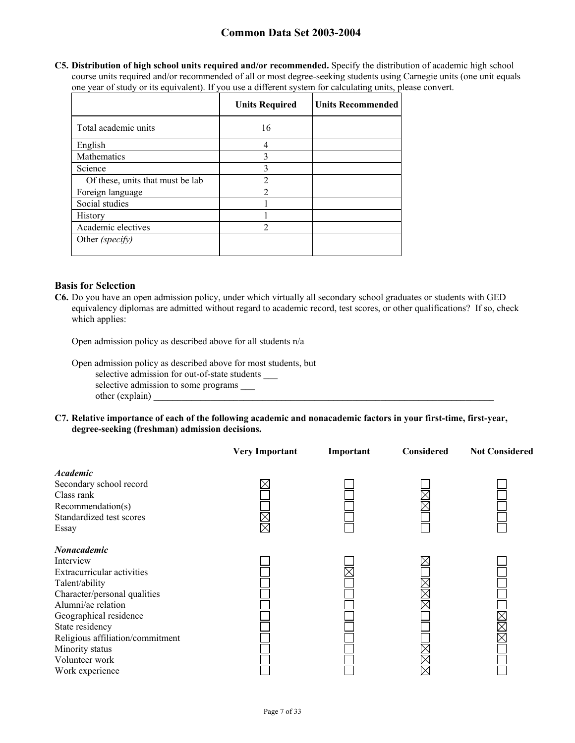**C5. Distribution of high school units required and/or recommended.** Specify the distribution of academic high school course units required and/or recommended of all or most degree-seeking students using Carnegie units (one unit equals one year of study or its equivalent). If you use a different system for calculating units, please convert.

| | Units Required | Units Recommended |
|---|---|---|
| Total academic units | 16 | |
| English | 4 | |
| Mathematics | 3 | |
| Science | 3 | |
| Of these, units that must be lab | 2 | |
| Foreign language | 2 | |
| Social studies | 1 | |
| History | 1 | |
| Academic electives | 2 | |
| Other *(specify)* | | |

## Basis for Selection

**C6.** Do you have an open admission policy, under which virtually all secondary school graduates or students with GED equivalency diplomas are admitted without regard to academic record, test scores, or other qualifications? If so, check which applies:

Open admission policy as described above for all students n/a

Open admission policy as described above for most students, but
selective admission for out-of-state students ___
selective admission to some programs ___
other (explain) ___

**C7. Relative importance of each of the following academic and nonacademic factors in your first-time, first-year, degree-seeking (freshman) admission decisions.**

| | Very Important | Important | Considered | Not Considered |
|---|---|---|---|---|
| ***Academic*** | | | | |
| Secondary school record | ☒ | ☐ | ☐ | ☐ |
| Class rank | ☐ | ☐ | ☒ | ☐ |
| Recommendation(s) | ☐ | ☐ | ☒ | ☐ |
| Standardized test scores | ☒ | ☐ | ☐ | ☐ |
| Essay | ☒ | ☐ | ☐ | ☐ |
| ***Nonacademic*** | | | | |
| Interview | ☐ | ☐ | ☒ | ☐ |
| Extracurricular activities | ☐ | ☒ | ☐ | ☐ |
| Talent/ability | ☐ | ☐ | ☒ | ☐ |
| Character/personal qualities | ☐ | ☐ | ☒ | ☐ |
| Alumni/ae relation | ☐ | ☐ | ☒ | ☐ |
| Geographical residence | ☐ | ☐ | ☐ | ☒ |
| State residency | ☐ | ☐ | ☐ | ☒ |
| Religious affiliation/commitment | ☐ | ☐ | ☐ | ☒ |
| Minority status | ☐ | ☐ | ☒ | ☐ |
| Volunteer work | ☐ | ☐ | ☒ | ☐ |
| Work experience | ☐ | ☐ | ☒ | ☐ |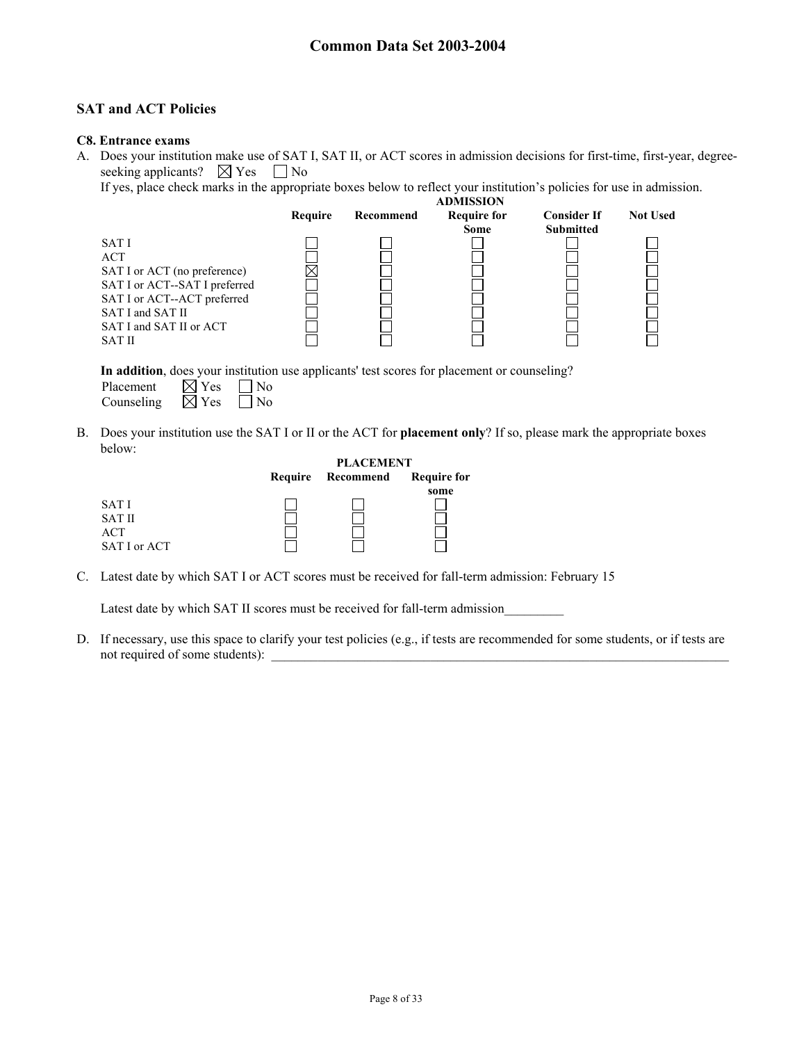## SAT and ACT Policies

**C8. Entrance exams**

A. Does your institution make use of SAT I, SAT II, or ACT scores in admission decisions for first-time, first-year, degree-seeking applicants? ☒ Yes ☐ No

If yes, place check marks in the appropriate boxes below to reflect your institution's policies for use in admission.

| | ADMISSION | | | | |
|---|---|---|---|---|---|
| | **Require** | **Recommend** | **Require for Some** | **Consider If Submitted** | **Not Used** |
| SAT I | ☐ | ☐ | ☐ | ☐ | ☐ |
| ACT | ☐ | ☐ | ☐ | ☐ | ☐ |
| SAT I or ACT (no preference) | ☒ | ☐ | ☐ | ☐ | ☐ |
| SAT I or ACT--SAT I preferred | ☐ | ☐ | ☐ | ☐ | ☐ |
| SAT I or ACT--ACT preferred | ☐ | ☐ | ☐ | ☐ | ☐ |
| SAT I and SAT II | ☐ | ☐ | ☐ | ☐ | ☐ |
| SAT I and SAT II or ACT | ☐ | ☐ | ☐ | ☐ | ☐ |
| SAT II | ☐ | ☐ | ☐ | ☐ | ☐ |

**In addition**, does your institution use applicants' test scores for placement or counseling?

Placement ☒ Yes ☐ No
Counseling ☒ Yes ☐ No

B. Does your institution use the SAT I or II or the ACT for **placement only**? If so, please mark the appropriate boxes below:

| | PLACEMENT | | |
|---|---|---|---|
| | **Require** | **Recommend** | **Require for some** |
| SAT I | ☐ | ☐ | ☐ |
| SAT II | ☐ | ☐ | ☐ |
| ACT | ☐ | ☐ | ☐ |
| SAT I or ACT | ☐ | ☐ | ☐ |

C. Latest date by which SAT I or ACT scores must be received for fall-term admission: February 15

Latest date by which SAT II scores must be received for fall-term admission_________

D. If necessary, use this space to clarify your test policies (e.g., if tests are recommended for some students, or if tests are not required of some students): ___________________________________________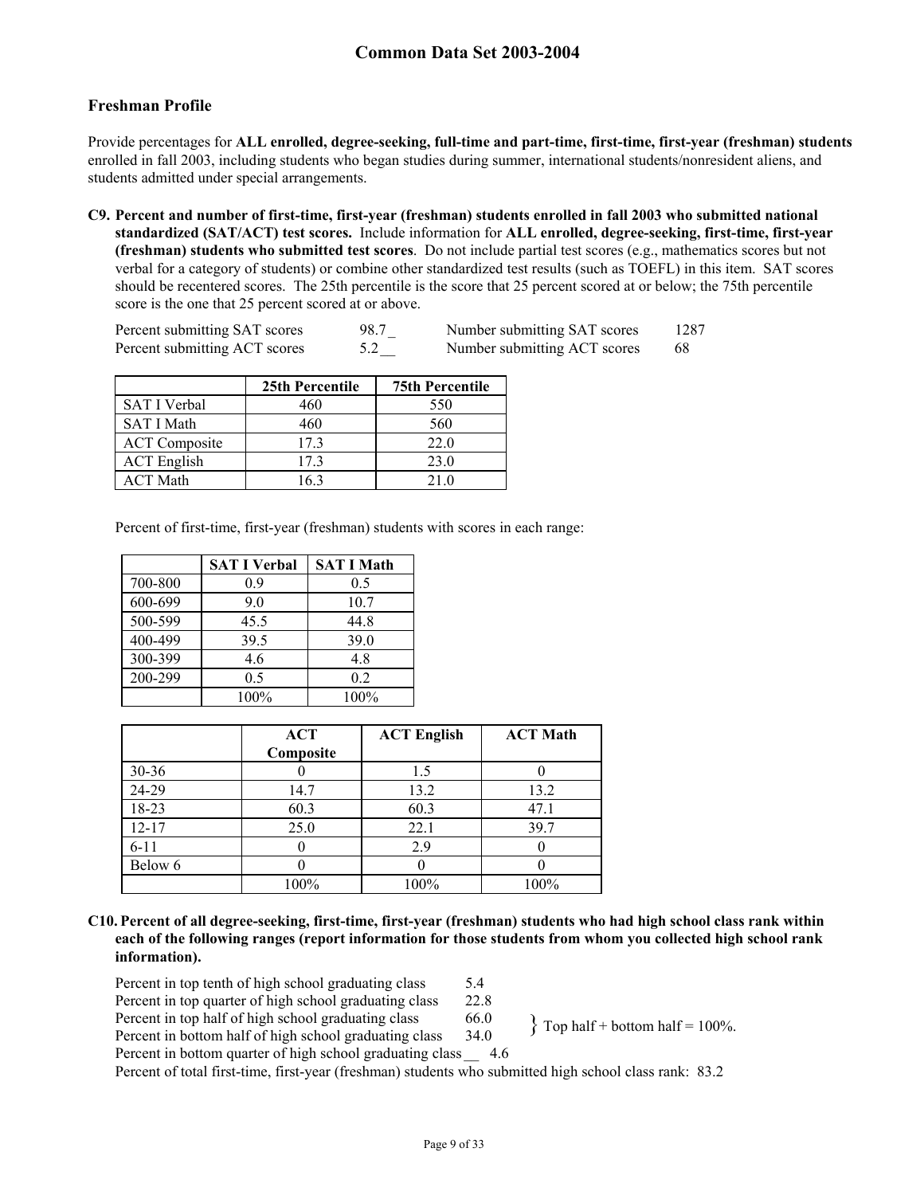# Common Data Set 2003-2004

## Freshman Profile

Provide percentages for **ALL enrolled, degree-seeking, full-time and part-time, first-time, first-year (freshman) students** enrolled in fall 2003, including students who began studies during summer, international students/nonresident aliens, and students admitted under special arrangements.

**C9. Percent and number of first-time, first-year (freshman) students enrolled in fall 2003 who submitted national standardized (SAT/ACT) test scores.** Include information for **ALL enrolled, degree-seeking, first-time, first-year (freshman) students who submitted test scores**. Do not include partial test scores (e.g., mathematics scores but not verbal for a category of students) or combine other standardized test results (such as TOEFL) in this item. SAT scores should be recentered scores. The 25th percentile is the score that 25 percent scored at or below; the 75th percentile score is the one that 25 percent scored at or above.

| | | | |
|---|---|---|---|
| Percent submitting SAT scores | 98.7 | Number submitting SAT scores | 1287 |
| Percent submitting ACT scores | 5.2 | Number submitting ACT scores | 68 |

| | 25th Percentile | 75th Percentile |
|---|---|---|
| SAT I Verbal | 460 | 550 |
| SAT I Math | 460 | 560 |
| ACT Composite | 17.3 | 22.0 |
| ACT English | 17.3 | 23.0 |
| ACT Math | 16.3 | 21.0 |

Percent of first-time, first-year (freshman) students with scores in each range:

| | SAT I Verbal | SAT I Math |
|---|---|---|
| 700-800 | 0.9 | 0.5 |
| 600-699 | 9.0 | 10.7 |
| 500-599 | 45.5 | 44.8 |
| 400-499 | 39.5 | 39.0 |
| 300-399 | 4.6 | 4.8 |
| 200-299 | 0.5 | 0.2 |
| | 100% | 100% |

| | ACT Composite | ACT English | ACT Math |
|---|---|---|---|
| 30-36 | 0 | 1.5 | 0 |
| 24-29 | 14.7 | 13.2 | 13.2 |
| 18-23 | 60.3 | 60.3 | 47.1 |
| 12-17 | 25.0 | 22.1 | 39.7 |
| 6-11 | 0 | 2.9 | 0 |
| Below 6 | 0 | 0 | 0 |
| | 100% | 100% | 100% |

**C10. Percent of all degree-seeking, first-time, first-year (freshman) students who had high school class rank within each of the following ranges (report information for those students from whom you collected high school rank information).**

Percent in top tenth of high school graduating class 5.4

Percent in top quarter of high school graduating class 22.8

Percent in top half of high school graduating class 66.0

Percent in bottom half of high school graduating class 34.0

} Top half + bottom half = 100%.

Percent in bottom quarter of high school graduating class 4.6

Percent of total first-time, first-year (freshman) students who submitted high school class rank: 83.2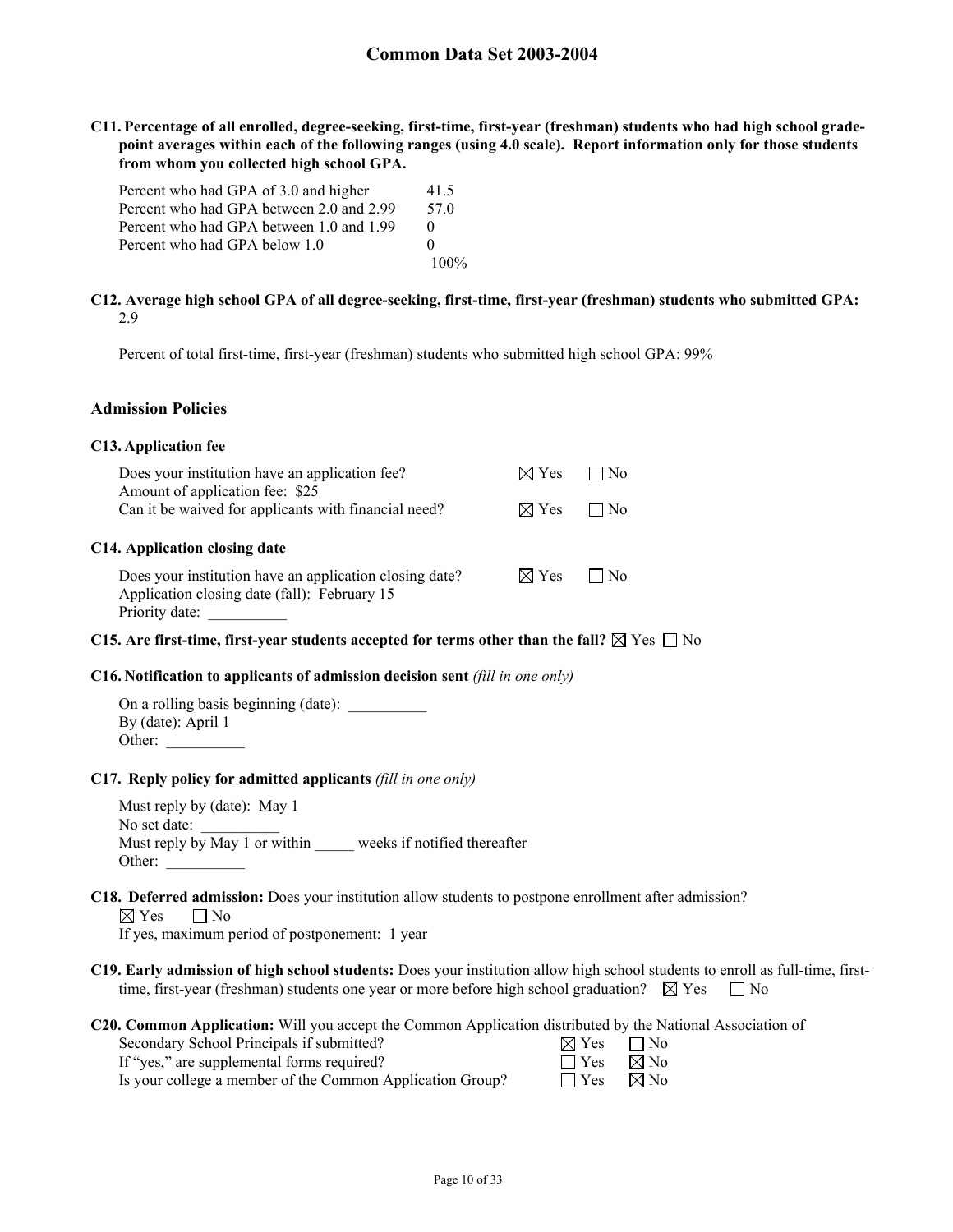**C11. Percentage of all enrolled, degree-seeking, first-time, first-year (freshman) students who had high school grade-point averages within each of the following ranges (using 4.0 scale). Report information only for those students from whom you collected high school GPA.**

| | |
|---|---|
| Percent who had GPA of 3.0 and higher | 41.5 |
| Percent who had GPA between 2.0 and 2.99 | 57.0 |
| Percent who had GPA between 1.0 and 1.99 | 0 |
| Percent who had GPA below 1.0 | 0 |
| | 100% |

**C12. Average high school GPA of all degree-seeking, first-time, first-year (freshman) students who submitted GPA:** 2.9

Percent of total first-time, first-year (freshman) students who submitted high school GPA: 99%

## Admission Policies

**C13. Application fee**

Does your institution have an application fee? ☒ Yes ☐ No
Amount of application fee: $25
Can it be waived for applicants with financial need? ☒ Yes ☐ No

**C14. Application closing date**

Does your institution have an application closing date? ☒ Yes ☐ No
Application closing date (fall): February 15
Priority date: __________

**C15. Are first-time, first-year students accepted for terms other than the fall?** ☒ Yes ☐ No

**C16. Notification to applicants of admission decision sent** *(fill in one only)*

On a rolling basis beginning (date): __________
By (date): April 1
Other: __________

**C17. Reply policy for admitted applicants** *(fill in one only)*

Must reply by (date): May 1
No set date: __________
Must reply by May 1 or within _____ weeks if notified thereafter
Other: __________

**C18. Deferred admission:** Does your institution allow students to postpone enrollment after admission?
☒ Yes ☐ No
If yes, maximum period of postponement: 1 year

**C19. Early admission of high school students:** Does your institution allow high school students to enroll as full-time, first-time, first-year (freshman) students one year or more before high school graduation? ☒ Yes ☐ No

**C20. Common Application:** Will you accept the Common Application distributed by the National Association of Secondary School Principals if submitted? ☒ Yes ☐ No
If "yes," are supplemental forms required? ☐ Yes ☒ No
Is your college a member of the Common Application Group? ☐ Yes ☒ No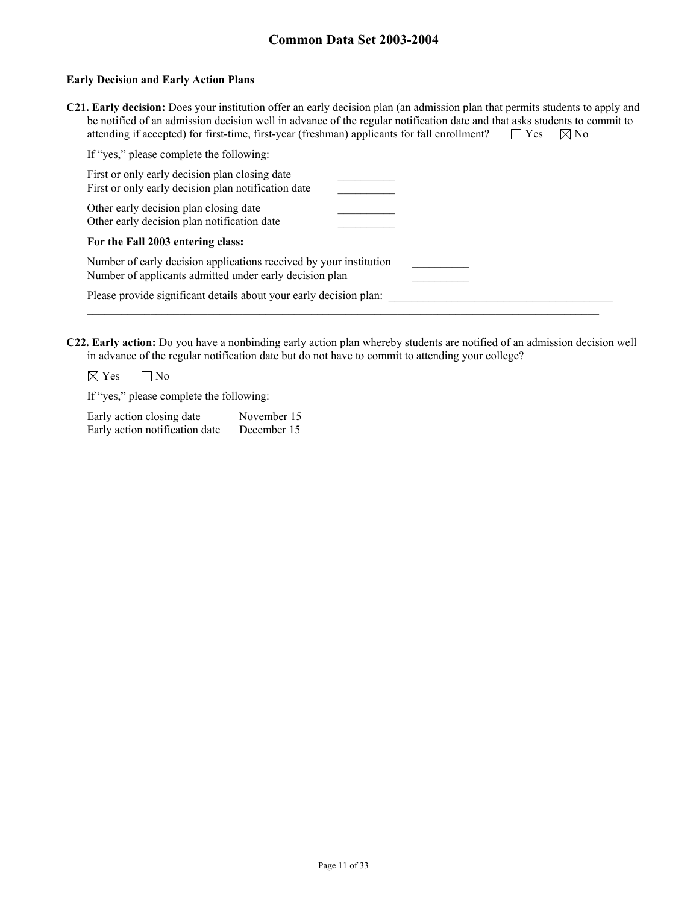# Common Data Set 2003-2004

**Early Decision and Early Action Plans**

**C21. Early decision:** Does your institution offer an early decision plan (an admission plan that permits students to apply and be notified of an admission decision well in advance of the regular notification date and that asks students to commit to attending if accepted) for first-time, first-year (freshman) applicants for fall enrollment? ☐ Yes ☒ No

If "yes," please complete the following:

| | |
|---|---|
| First or only early decision plan closing date | __________ |
| First or only early decision plan notification date | __________ |
| Other early decision plan closing date | __________ |
| Other early decision plan notification date | __________ |

**For the Fall 2003 entering class:**

| | |
|---|---|
| Number of early decision applications received by your institution | __________ |
| Number of applicants admitted under early decision plan | __________ |

Please provide significant details about your early decision plan: ________________________________________

________________________________________________________________________________________________

**C22. Early action:** Do you have a nonbinding early action plan whereby students are notified of an admission decision well in advance of the regular notification date but do not have to commit to attending your college?

☒ Yes ☐ No

If "yes," please complete the following:

| | |
|---|---|
| Early action closing date | November 15 |
| Early action notification date | December 15 |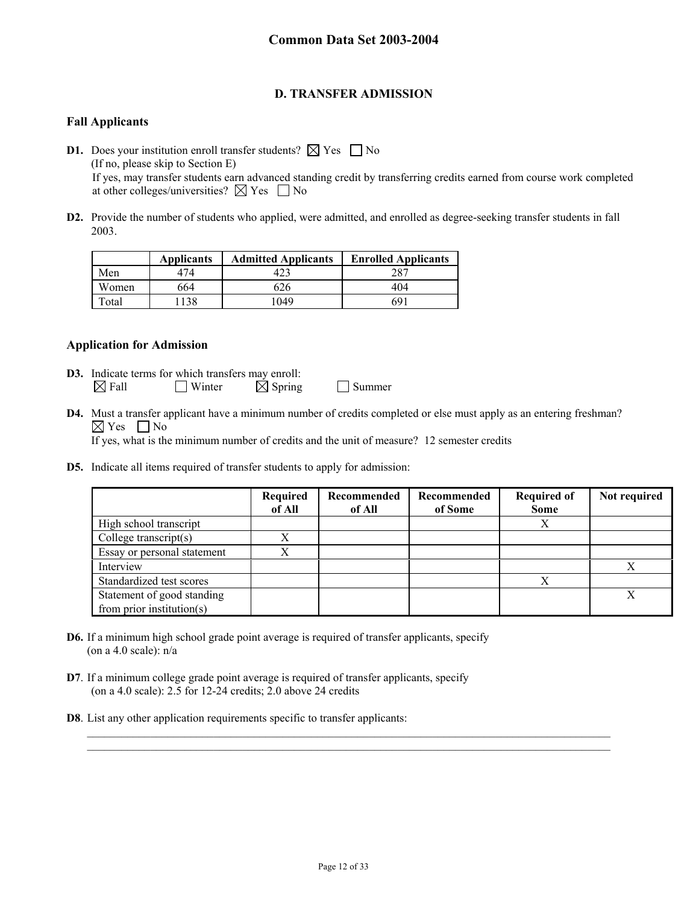## D. TRANSFER ADMISSION

### Fall Applicants

**D1.** Does your institution enroll transfer students? ☒ Yes ☐ No
(If no, please skip to Section E)
If yes, may transfer students earn advanced standing credit by transferring credits earned from course work completed at other colleges/universities? ☒ Yes ☐ No

**D2.** Provide the number of students who applied, were admitted, and enrolled as degree-seeking transfer students in fall 2003.

| | Applicants | Admitted Applicants | Enrolled Applicants |
|---|---|---|---|
| Men | 474 | 423 | 287 |
| Women | 664 | 626 | 404 |
| Total | 1138 | 1049 | 691 |

### Application for Admission

**D3.** Indicate terms for which transfers may enroll:
☒ Fall ☐ Winter ☒ Spring ☐ Summer

**D4.** Must a transfer applicant have a minimum number of credits completed or else must apply as an entering freshman?
☒ Yes ☐ No
If yes, what is the minimum number of credits and the unit of measure? 12 semester credits

**D5.** Indicate all items required of transfer students to apply for admission:

| | Required of All | Recommended of All | Recommended of Some | Required of Some | Not required |
|---|---|---|---|---|---|
| High school transcript | | | | X | |
| College transcript(s) | X | | | | |
| Essay or personal statement | X | | | | |
| Interview | | | | | X |
| Standardized test scores | | | | X | |
| Statement of good standing from prior institution(s) | | | | | X |

**D6.** If a minimum high school grade point average is required of transfer applicants, specify (on a 4.0 scale): n/a

**D7**. If a minimum college grade point average is required of transfer applicants, specify (on a 4.0 scale): 2.5 for 12-24 credits; 2.0 above 24 credits

**D8**. List any other application requirements specific to transfer applicants: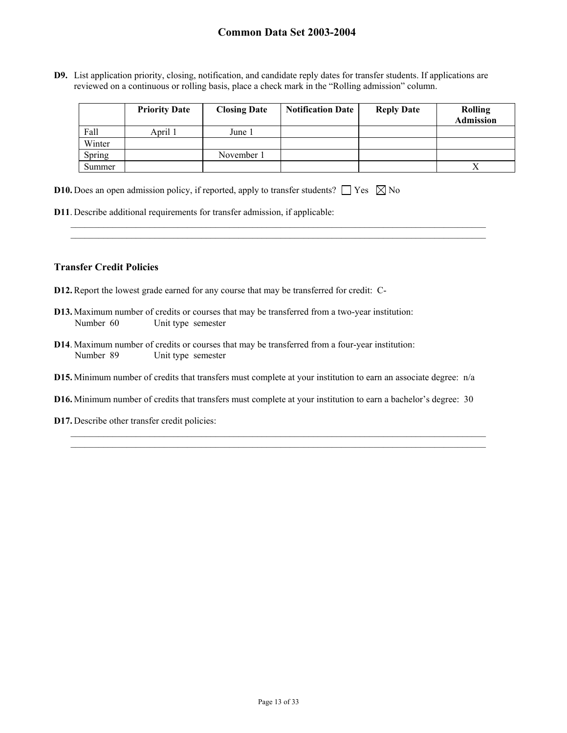**D9.** List application priority, closing, notification, and candidate reply dates for transfer students. If applications are reviewed on a continuous or rolling basis, place a check mark in the "Rolling admission" column.

| | Priority Date | Closing Date | Notification Date | Reply Date | Rolling Admission |
|---|---|---|---|---|---|
| Fall | April 1 | June 1 | | | |
| Winter | | | | | |
| Spring | | November 1 | | | |
| Summer | | | | | X |

**D10.** Does an open admission policy, if reported, apply to transfer students? ☐ Yes ☒ No

**D11**. Describe additional requirements for transfer admission, if applicable:

## Transfer Credit Policies

**D12.** Report the lowest grade earned for any course that may be transferred for credit: C-

**D13.** Maximum number of credits or courses that may be transferred from a two-year institution:
Number 60 Unit type semester

**D14**. Maximum number of credits or courses that may be transferred from a four-year institution:
Number 89 Unit type semester

**D15.** Minimum number of credits that transfers must complete at your institution to earn an associate degree: n/a

**D16.** Minimum number of credits that transfers must complete at your institution to earn a bachelor's degree: 30

**D17.** Describe other transfer credit policies: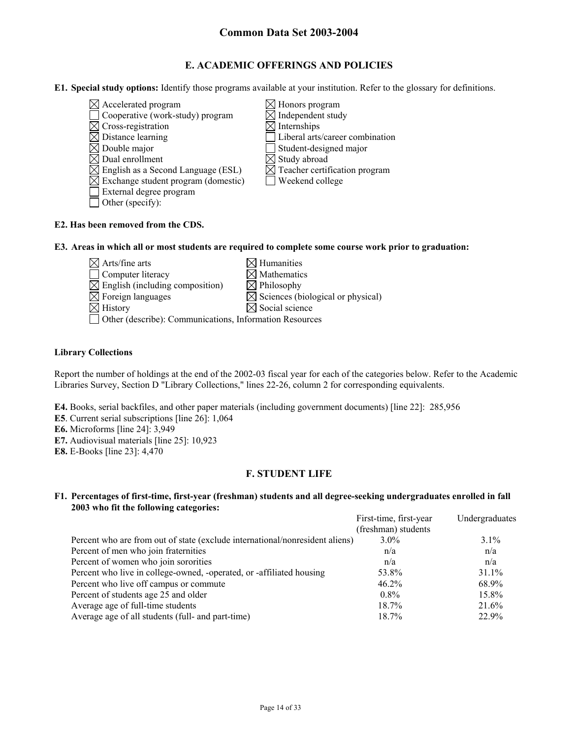# Common Data Set 2003-2004

## E. ACADEMIC OFFERINGS AND POLICIES

**E1. Special study options:** Identify those programs available at your institution. Refer to the glossary for definitions.

- ☒ Accelerated program
- ☐ Cooperative (work-study) program
- ☒ Cross-registration
- ☒ Distance learning
- ☒ Double major
- ☒ Dual enrollment
- ☒ English as a Second Language (ESL)
- ☒ Exchange student program (domestic)
- ☐ External degree program
- ☐ Other (specify):
- ☒ Honors program
- ☒ Independent study
- ☒ Internships
- ☐ Liberal arts/career combination
- ☐ Student-designed major
- ☒ Study abroad
- ☒ Teacher certification program
- ☐ Weekend college

**E2. Has been removed from the CDS.**

**E3. Areas in which all or most students are required to complete some course work prior to graduation:**

- ☒ Arts/fine arts
- ☐ Computer literacy
- ☒ English (including composition)
- ☒ Foreign languages
- ☒ History
- ☒ Humanities
- ☒ Mathematics
- ☒ Philosophy
- ☒ Sciences (biological or physical)
- ☒ Social science
- ☐ Other (describe): Communications, Information Resources

**Library Collections**

Report the number of holdings at the end of the 2002-03 fiscal year for each of the categories below. Refer to the Academic Libraries Survey, Section D "Library Collections," lines 22-26, column 2 for corresponding equivalents.

**E4.** Books, serial backfiles, and other paper materials (including government documents) [line 22]: 285,956
**E5**. Current serial subscriptions [line 26]: 1,064
**E6.** Microforms [line 24]: 3,949
**E7.** Audiovisual materials [line 25]: 10,923
**E8.** E-Books [line 23]: 4,470

## F. STUDENT LIFE

**F1. Percentages of first-time, first-year (freshman) students and all degree-seeking undergraduates enrolled in fall 2003 who fit the following categories:**

| | First-time, first-year (freshman) students | Undergraduates |
|---|---|---|
| Percent who are from out of state (exclude international/nonresident aliens) | 3.0% | 3.1% |
| Percent of men who join fraternities | n/a | n/a |
| Percent of women who join sororities | n/a | n/a |
| Percent who live in college-owned, -operated, or -affiliated housing | 53.8% | 31.1% |
| Percent who live off campus or commute | 46.2% | 68.9% |
| Percent of students age 25 and older | 0.8% | 15.8% |
| Average age of full-time students | 18.7% | 21.6% |
| Average age of all students (full- and part-time) | 18.7% | 22.9% |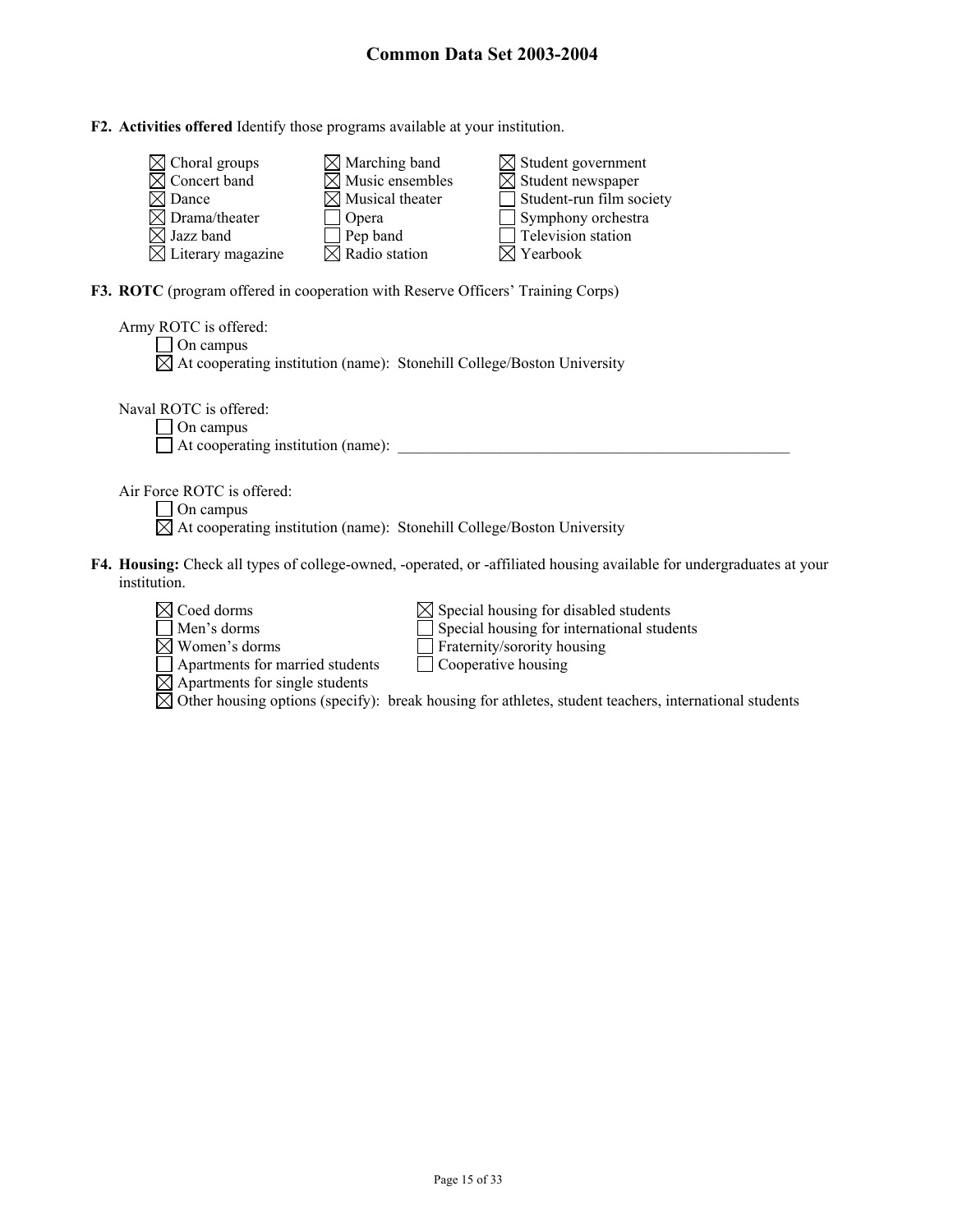**F2. Activities offered** Identify those programs available at your institution.

- ☒ Choral groups
- ☒ Concert band
- ☒ Dance
- ☒ Drama/theater
- ☒ Jazz band
- ☒ Literary magazine
- ☒ Marching band
- ☒ Music ensembles
- ☒ Musical theater
- ☐ Opera
- ☐ Pep band
- ☒ Radio station
- ☒ Student government
- ☒ Student newspaper
- ☐ Student-run film society
- ☐ Symphony orchestra
- ☐ Television station
- ☒ Yearbook

**F3. ROTC** (program offered in cooperation with Reserve Officers' Training Corps)

Army ROTC is offered:

- ☐ On campus
- ☒ At cooperating institution (name): Stonehill College/Boston University

Naval ROTC is offered:

- ☐ On campus
- ☐ At cooperating institution (name): ______________________________

Air Force ROTC is offered:

- ☐ On campus
- ☒ At cooperating institution (name): Stonehill College/Boston University

**F4. Housing:** Check all types of college-owned, -operated, or -affiliated housing available for undergraduates at your institution.

- ☒ Coed dorms
- ☐ Men's dorms
- ☒ Women's dorms
- ☐ Apartments for married students
- ☒ Apartments for single students
- ☒ Special housing for disabled students
- ☐ Special housing for international students
- ☐ Fraternity/sorority housing
- ☐ Cooperative housing
- ☒ Other housing options (specify): break housing for athletes, student teachers, international students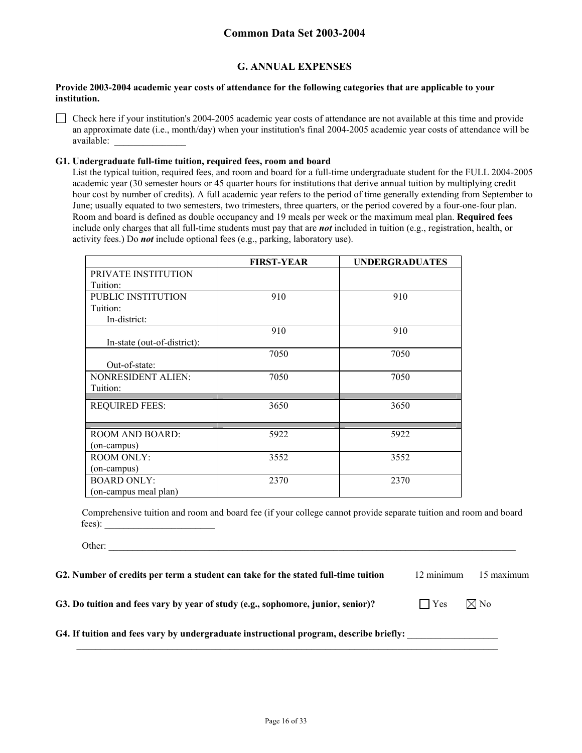## G. ANNUAL EXPENSES

**Provide 2003-2004 academic year costs of attendance for the following categories that are applicable to your institution.**

☐ Check here if your institution's 2004-2005 academic year costs of attendance are not available at this time and provide an approximate date (i.e., month/day) when your institution's final 2004-2005 academic year costs of attendance will be available: _______________

**G1. Undergraduate full-time tuition, required fees, room and board**

List the typical tuition, required fees, and room and board for a full-time undergraduate student for the FULL 2004-2005 academic year (30 semester hours or 45 quarter hours for institutions that derive annual tuition by multiplying credit hour cost by number of credits). A full academic year refers to the period of time generally extending from September to June; usually equated to two semesters, two trimesters, three quarters, or the period covered by a four-one-four plan. Room and board is defined as double occupancy and 19 meals per week or the maximum meal plan. **Required fees** include only charges that all full-time students must pay that are ***not*** included in tuition (e.g., registration, health, or activity fees.) Do ***not*** include optional fees (e.g., parking, laboratory use).

| | FIRST-YEAR | UNDERGRADUATES |
|---|---|---|
| PRIVATE INSTITUTION Tuition: | | |
| PUBLIC INSTITUTION Tuition: In-district: | 910 | 910 |
| In-state (out-of-district): | 910 | 910 |
| Out-of-state: | 7050 | 7050 |
| NONRESIDENT ALIEN: Tuition: | 7050 | 7050 |
| REQUIRED FEES: | 3650 | 3650 |
| ROOM AND BOARD: (on-campus) | 5922 | 5922 |
| ROOM ONLY: (on-campus) | 3552 | 3552 |
| BOARD ONLY: (on-campus meal plan) | 2370 | 2370 |

Comprehensive tuition and room and board fee (if your college cannot provide separate tuition and room and board fees): _______________________

Other: ____________________________________________________________

**G2. Number of credits per term a student can take for the stated full-time tuition** 12 minimum 15 maximum

**G3. Do tuition and fees vary by year of study (e.g., sophomore, junior, senior)?** ☐ Yes ☒ No

**G4. If tuition and fees vary by undergraduate instructional program, describe briefly:** ___________________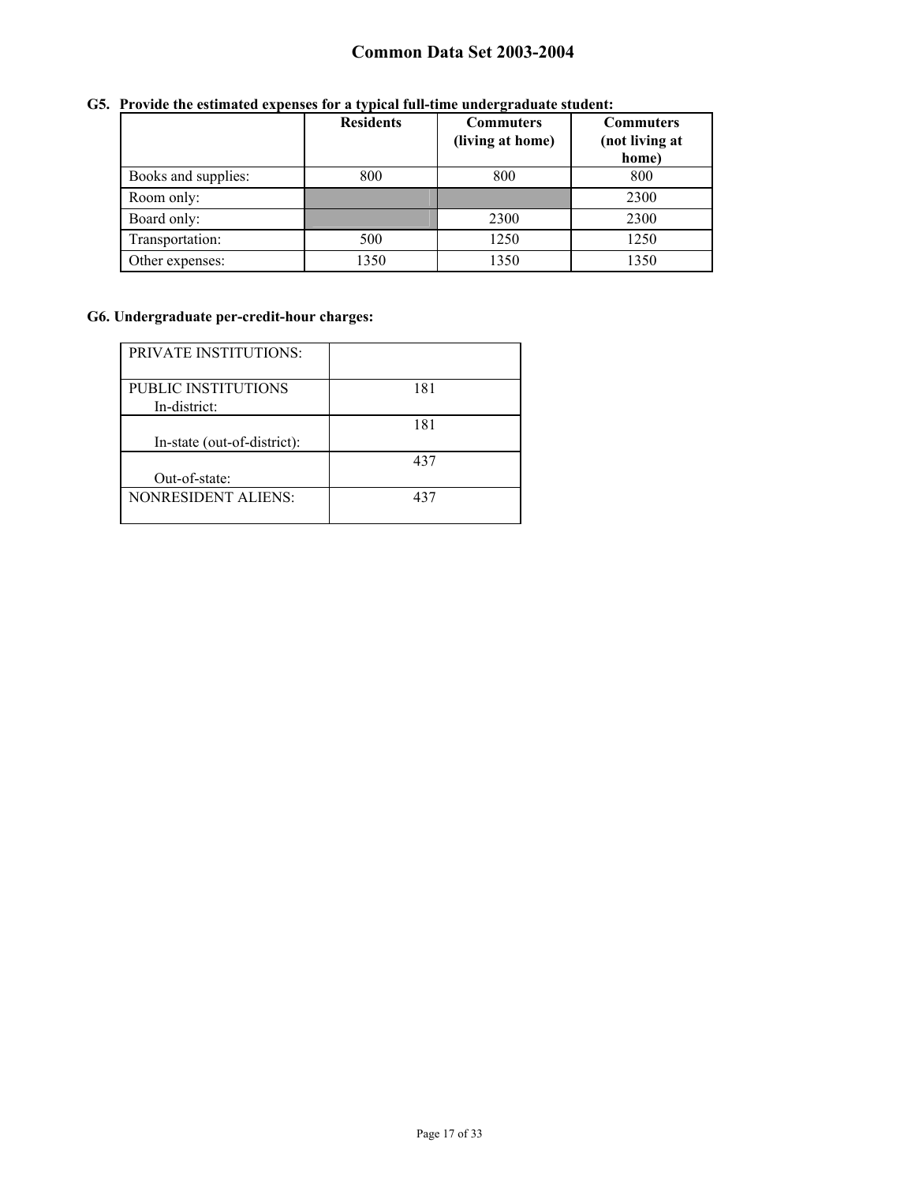**G5. Provide the estimated expenses for a typical full-time undergraduate student:**

| | Residents | Commuters (living at home) | Commuters (not living at home) |
|---|---|---|---|
| Books and supplies: | 800 | 800 | 800 |
| Room only: | | | 2300 |
| Board only: | | 2300 | 2300 |
| Transportation: | 500 | 1250 | 1250 |
| Other expenses: | 1350 | 1350 | 1350 |

**G6. Undergraduate per-credit-hour charges:**

| | |
|---|---|
| PRIVATE INSTITUTIONS: | |
| PUBLIC INSTITUTIONS In-district: | 181 |
| In-state (out-of-district): | 181 |
| Out-of-state: | 437 |
| NONRESIDENT ALIENS: | 437 |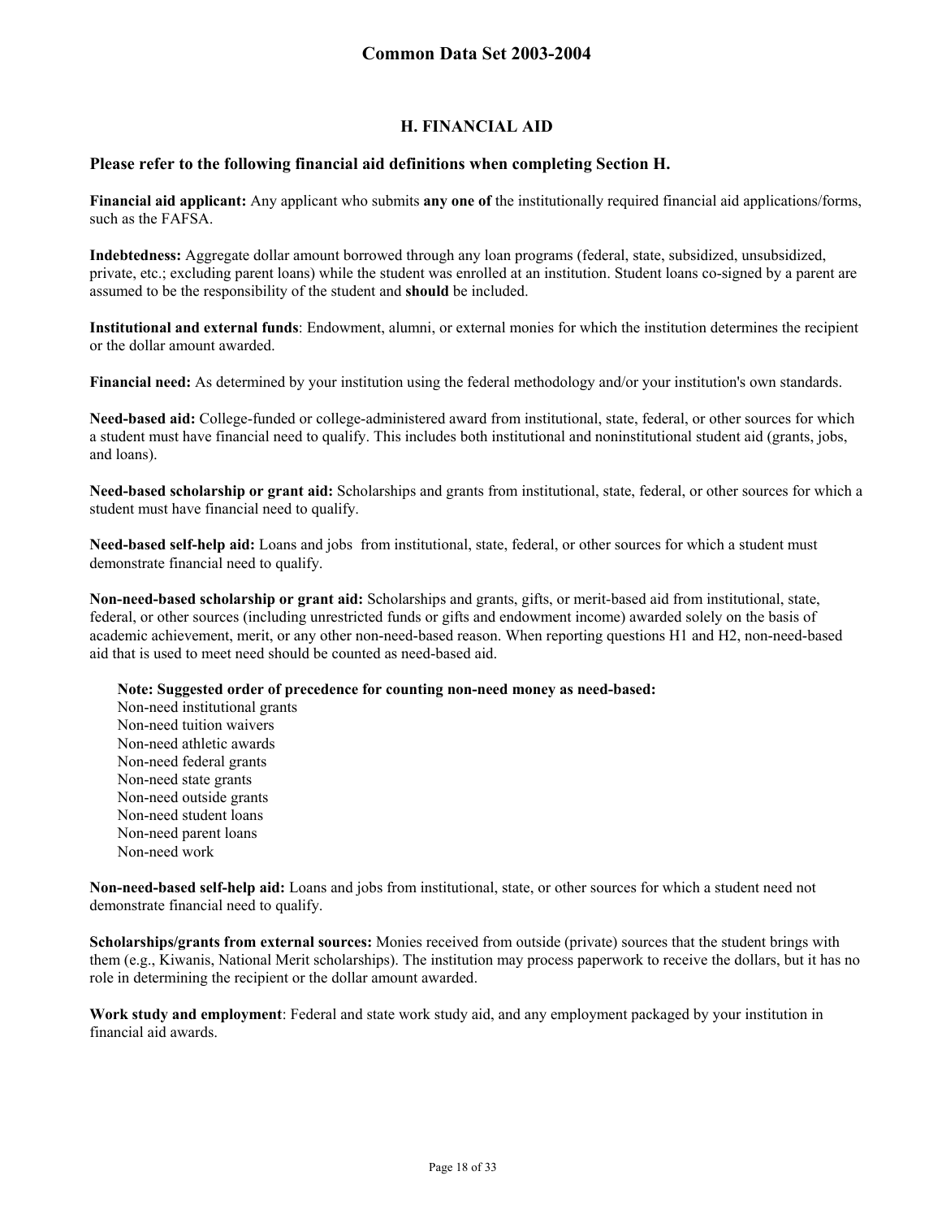## H. FINANCIAL AID

### Please refer to the following financial aid definitions when completing Section H.

**Financial aid applicant:** Any applicant who submits **any one of** the institutionally required financial aid applications/forms, such as the FAFSA.

**Indebtedness:** Aggregate dollar amount borrowed through any loan programs (federal, state, subsidized, unsubsidized, private, etc.; excluding parent loans) while the student was enrolled at an institution. Student loans co-signed by a parent are assumed to be the responsibility of the student and **should** be included.

**Institutional and external funds**: Endowment, alumni, or external monies for which the institution determines the recipient or the dollar amount awarded.

**Financial need:** As determined by your institution using the federal methodology and/or your institution's own standards.

**Need-based aid:** College-funded or college-administered award from institutional, state, federal, or other sources for which a student must have financial need to qualify. This includes both institutional and noninstitutional student aid (grants, jobs, and loans).

**Need-based scholarship or grant aid:** Scholarships and grants from institutional, state, federal, or other sources for which a student must have financial need to qualify.

**Need-based self-help aid:** Loans and jobs from institutional, state, federal, or other sources for which a student must demonstrate financial need to qualify.

**Non-need-based scholarship or grant aid:** Scholarships and grants, gifts, or merit-based aid from institutional, state, federal, or other sources (including unrestricted funds or gifts and endowment income) awarded solely on the basis of academic achievement, merit, or any other non-need-based reason. When reporting questions H1 and H2, non-need-based aid that is used to meet need should be counted as need-based aid.

**Note: Suggested order of precedence for counting non-need money as need-based:**
Non-need institutional grants
Non-need tuition waivers
Non-need athletic awards
Non-need federal grants
Non-need state grants
Non-need outside grants
Non-need student loans
Non-need parent loans
Non-need work

**Non-need-based self-help aid:** Loans and jobs from institutional, state, or other sources for which a student need not demonstrate financial need to qualify.

**Scholarships/grants from external sources:** Monies received from outside (private) sources that the student brings with them (e.g., Kiwanis, National Merit scholarships). The institution may process paperwork to receive the dollars, but it has no role in determining the recipient or the dollar amount awarded.

**Work study and employment**: Federal and state work study aid, and any employment packaged by your institution in financial aid awards.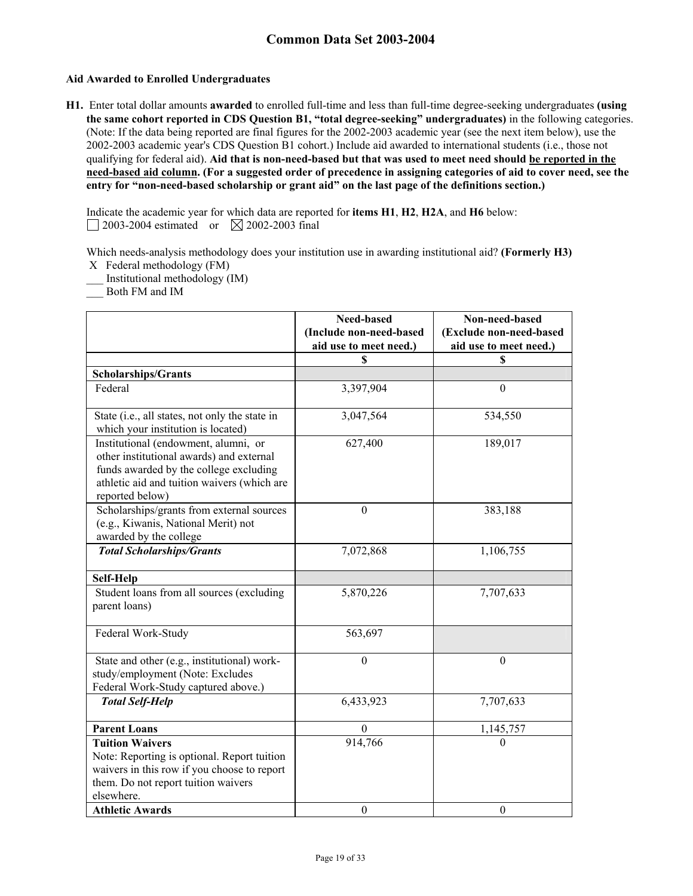## Aid Awarded to Enrolled Undergraduates

**H1.** Enter total dollar amounts **awarded** to enrolled full-time and less than full-time degree-seeking undergraduates **(using the same cohort reported in CDS Question B1, "total degree-seeking" undergraduates)** in the following categories. (Note: If the data being reported are final figures for the 2002-2003 academic year (see the next item below), use the 2002-2003 academic year's CDS Question B1 cohort.) Include aid awarded to international students (i.e., those not qualifying for federal aid). **Aid that is non-need-based but that was used to meet need should be reported in the need-based aid column. (For a suggested order of precedence in assigning categories of aid to cover need, see the entry for "non-need-based scholarship or grant aid" on the last page of the definitions section.)**

Indicate the academic year for which data are reported for **items H1**, **H2**, **H2A**, and **H6** below:
☐ 2003-2004 estimated or ☒ 2002-2003 final

Which needs-analysis methodology does your institution use in awarding institutional aid? **(Formerly H3)**
X Federal methodology (FM)
___ Institutional methodology (IM)
___ Both FM and IM

| | Need-based (Include non-need-based aid use to meet need.) | Non-need-based (Exclude non-need-based aid use to meet need.) |
|---|---|---|
| | $ | $ |
| **Scholarships/Grants** | | |
| Federal | 3,397,904 | 0 |
| State (i.e., all states, not only the state in which your institution is located) | 3,047,564 | 534,550 |
| Institutional (endowment, alumni, or other institutional awards) and external funds awarded by the college excluding athletic aid and tuition waivers (which are reported below) | 627,400 | 189,017 |
| Scholarships/grants from external sources (e.g., Kiwanis, National Merit) not awarded by the college | 0 | 383,188 |
| ***Total Scholarships/Grants*** | 7,072,868 | 1,106,755 |
| **Self-Help** | | |
| Student loans from all sources (excluding parent loans) | 5,870,226 | 7,707,633 |
| Federal Work-Study | 563,697 | |
| State and other (e.g., institutional) work-study/employment (Note: Excludes Federal Work-Study captured above.) | 0 | 0 |
| ***Total Self-Help*** | 6,433,923 | 7,707,633 |
| **Parent Loans** | 0 | 1,145,757 |
| **Tuition Waivers** Note: Reporting is optional. Report tuition waivers in this row if you choose to report them. Do not report tuition waivers elsewhere. | 914,766 | 0 |
| **Athletic Awards** | 0 | 0 |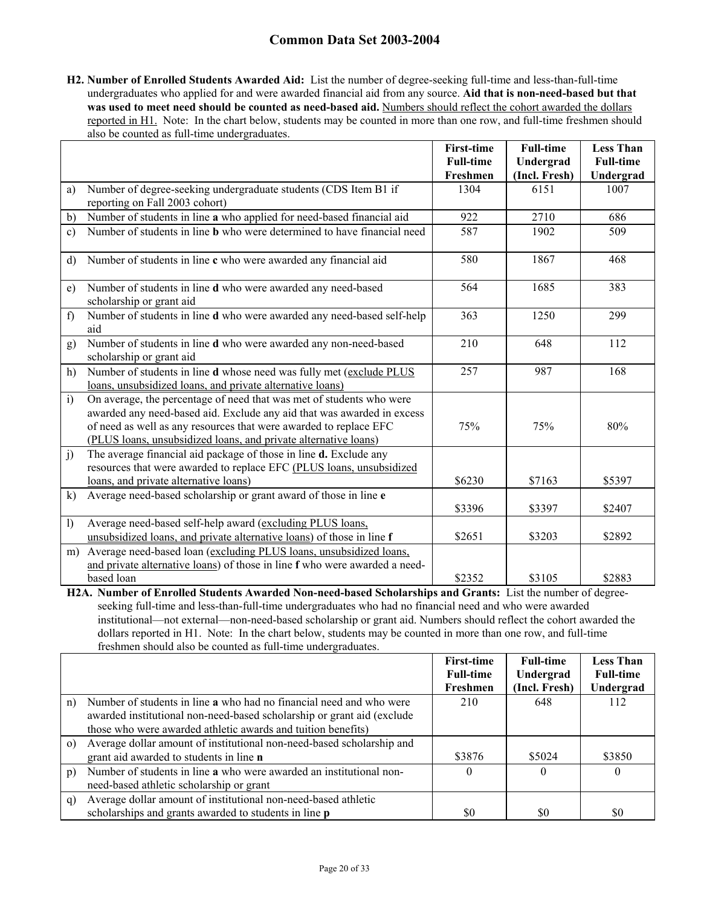**H2. Number of Enrolled Students Awarded Aid:** List the number of degree-seeking full-time and less-than-full-time undergraduates who applied for and were awarded financial aid from any source. **Aid that is non-need-based but that was used to meet need should be counted as need-based aid.** Numbers should reflect the cohort awarded the dollars reported in H1. Note: In the chart below, students may be counted in more than one row, and full-time freshmen should also be counted as full-time undergraduates.

| | | First-time Full-time Freshmen | Full-time Undergrad (Incl. Fresh) | Less Than Full-time Undergrad |
|---|---|---|---|---|
| a) | Number of degree-seeking undergraduate students (CDS Item B1 if reporting on Fall 2003 cohort) | 1304 | 6151 | 1007 |
| b) | Number of students in line **a** who applied for need-based financial aid | 922 | 2710 | 686 |
| c) | Number of students in line **b** who were determined to have financial need | 587 | 1902 | 509 |
| d) | Number of students in line **c** who were awarded any financial aid | 580 | 1867 | 468 |
| e) | Number of students in line **d** who were awarded any need-based scholarship or grant aid | 564 | 1685 | 383 |
| f) | Number of students in line **d** who were awarded any need-based self-help aid | 363 | 1250 | 299 |
| g) | Number of students in line **d** who were awarded any non-need-based scholarship or grant aid | 210 | 648 | 112 |
| h) | Number of students in line **d** whose need was fully met (exclude PLUS loans, unsubsidized loans, and private alternative loans) | 257 | 987 | 168 |
| i) | On average, the percentage of need that was met of students who were awarded any need-based aid. Exclude any aid that was awarded in excess of need as well as any resources that were awarded to replace EFC (PLUS loans, unsubsidized loans, and private alternative loans) | 75% | 75% | 80% |
| j) | The average financial aid package of those in line **d.** Exclude any resources that were awarded to replace EFC (PLUS loans, unsubsidized loans, and private alternative loans) | $6230 | $7163 | $5397 |
| k) | Average need-based scholarship or grant award of those in line **e** | $3396 | $3397 | $2407 |
| l) | Average need-based self-help award (excluding PLUS loans, unsubsidized loans, and private alternative loans) of those in line **f** | $2651 | $3203 | $2892 |
| m) | Average need-based loan (excluding PLUS loans, unsubsidized loans, and private alternative loans) of those in line **f** who were awarded a need-based loan | $2352 | $3105 | $2883 |

**H2A. Number of Enrolled Students Awarded Non-need-based Scholarships and Grants:** List the number of degree-seeking full-time and less-than-full-time undergraduates who had no financial need and who were awarded institutional—not external—non-need-based scholarship or grant aid. Numbers should reflect the cohort awarded the dollars reported in H1. Note: In the chart below, students may be counted in more than one row, and full-time freshmen should also be counted as full-time undergraduates.

| | | First-time Full-time Freshmen | Full-time Undergrad (Incl. Fresh) | Less Than Full-time Undergrad |
|---|---|---|---|---|
| n) | Number of students in line **a** who had no financial need and who were awarded institutional non-need-based scholarship or grant aid (exclude those who were awarded athletic awards and tuition benefits) | 210 | 648 | 112 |
| o) | Average dollar amount of institutional non-need-based scholarship and grant aid awarded to students in line **n** | $3876 | $5024 | $3850 |
| p) | Number of students in line **a** who were awarded an institutional non-need-based athletic scholarship or grant | 0 | 0 | 0 |
| q) | Average dollar amount of institutional non-need-based athletic scholarships and grants awarded to students in line **p** | $0 | $0 | $0 |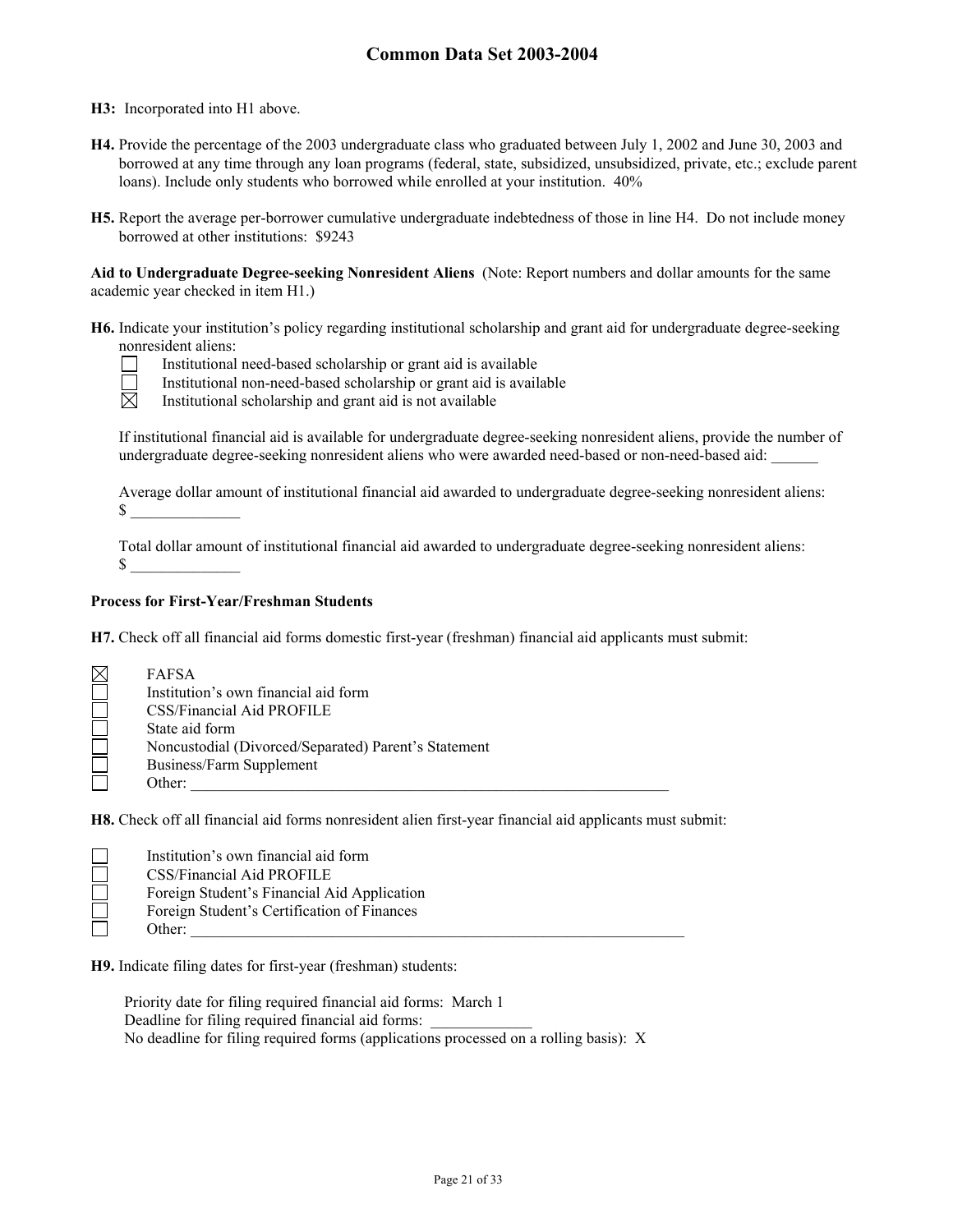**H3:** Incorporated into H1 above.

**H4.** Provide the percentage of the 2003 undergraduate class who graduated between July 1, 2002 and June 30, 2003 and borrowed at any time through any loan programs (federal, state, subsidized, unsubsidized, private, etc.; exclude parent loans). Include only students who borrowed while enrolled at your institution. 40%

**H5.** Report the average per-borrower cumulative undergraduate indebtedness of those in line H4. Do not include money borrowed at other institutions: $9243

**Aid to Undergraduate Degree-seeking Nonresident Aliens** (Note: Report numbers and dollar amounts for the same academic year checked in item H1.)

**H6.** Indicate your institution's policy regarding institutional scholarship and grant aid for undergraduate degree-seeking nonresident aliens:

- ☐ Institutional need-based scholarship or grant aid is available
- ☐ Institutional non-need-based scholarship or grant aid is available
- ☒ Institutional scholarship and grant aid is not available

If institutional financial aid is available for undergraduate degree-seeking nonresident aliens, provide the number of undergraduate degree-seeking nonresident aliens who were awarded need-based or non-need-based aid: ______

Average dollar amount of institutional financial aid awarded to undergraduate degree-seeking nonresident aliens: $ ______________

Total dollar amount of institutional financial aid awarded to undergraduate degree-seeking nonresident aliens: $ ______________

**Process for First-Year/Freshman Students**

**H7.** Check off all financial aid forms domestic first-year (freshman) financial aid applicants must submit:

- ☒ FAFSA
- ☐ Institution's own financial aid form
- ☐ CSS/Financial Aid PROFILE
- ☐ State aid form
- ☐ Noncustodial (Divorced/Separated) Parent's Statement
- ☐ Business/Farm Supplement
- ☐ Other: ______________________________

**H8.** Check off all financial aid forms nonresident alien first-year financial aid applicants must submit:

- ☐ Institution's own financial aid form
- ☐ CSS/Financial Aid PROFILE
- ☐ Foreign Student's Financial Aid Application
- ☐ Foreign Student's Certification of Finances
- ☐ Other: ______________________________

**H9.** Indicate filing dates for first-year (freshman) students:

Priority date for filing required financial aid forms: March 1
Deadline for filing required financial aid forms: _____________
No deadline for filing required forms (applications processed on a rolling basis): X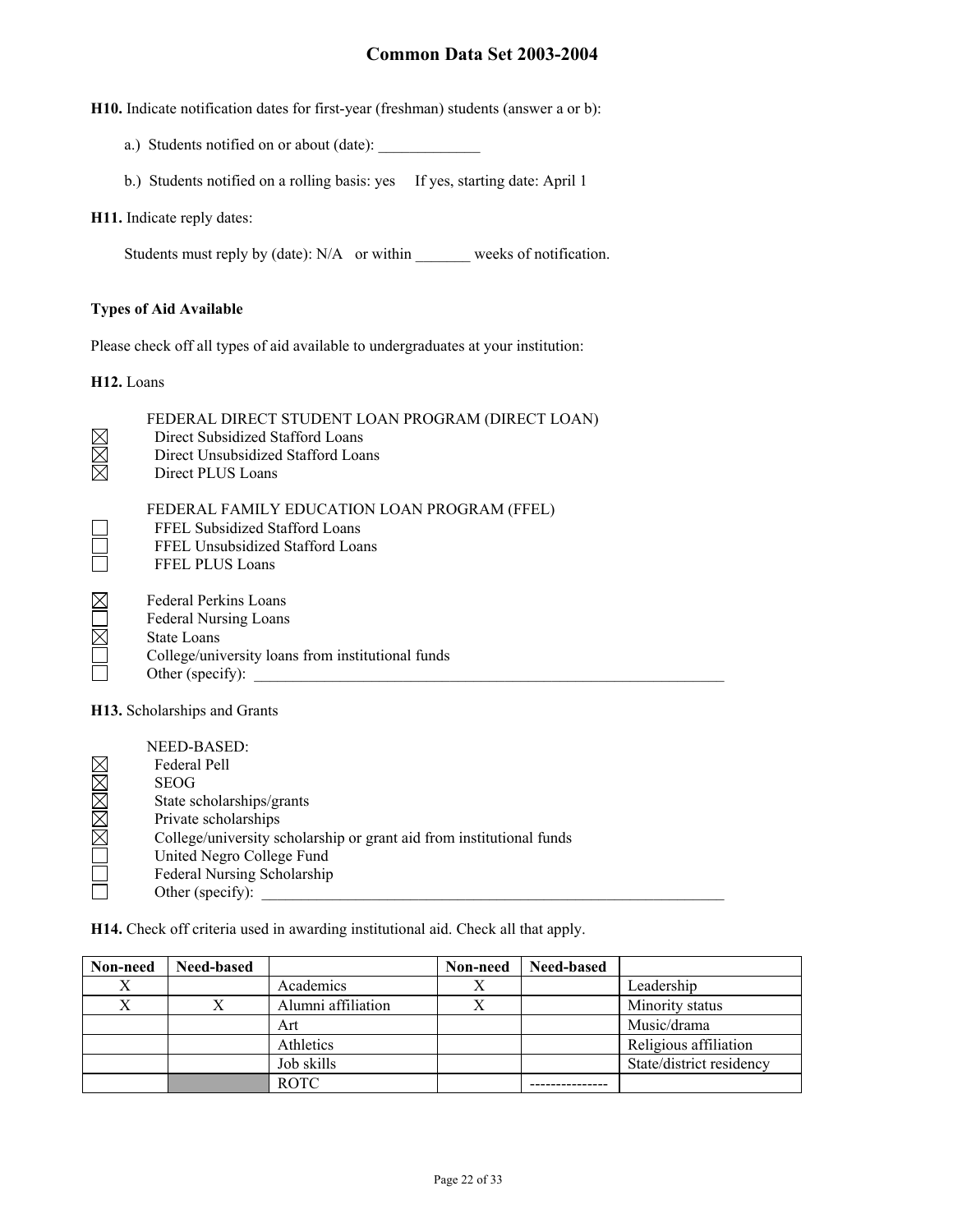**H10.** Indicate notification dates for first-year (freshman) students (answer a or b):

a.) Students notified on or about (date): _____________

b.) Students notified on a rolling basis: yes   If yes, starting date: April 1

**H11.** Indicate reply dates:

Students must reply by (date): N/A   or within _______ weeks of notification.

**Types of Aid Available**

Please check off all types of aid available to undergraduates at your institution:

**H12.** Loans

FEDERAL DIRECT STUDENT LOAN PROGRAM (DIRECT LOAN)

- ☒ Direct Subsidized Stafford Loans
- ☒ Direct Unsubsidized Stafford Loans
- ☒ Direct PLUS Loans

FEDERAL FAMILY EDUCATION LOAN PROGRAM (FFEL)

- ☐ FFEL Subsidized Stafford Loans
- ☐ FFEL Unsubsidized Stafford Loans
- ☐ FFEL PLUS Loans

- ☒ Federal Perkins Loans
- ☐ Federal Nursing Loans
- ☒ State Loans
- ☐ College/university loans from institutional funds
- ☐ Other (specify): ______________________________

**H13.** Scholarships and Grants

NEED-BASED:

- ☒ Federal Pell
- ☒ SEOG
- ☒ State scholarships/grants
- ☒ Private scholarships
- ☒ College/university scholarship or grant aid from institutional funds
- ☐ United Negro College Fund
- ☐ Federal Nursing Scholarship
- ☐ Other (specify): ______________________________

**H14.** Check off criteria used in awarding institutional aid. Check all that apply.

| Non-need | Need-based | | Non-need | Need-based | |
|---|---|---|---|---|---|
| X | | Academics | X | | Leadership |
| X | X | Alumni affiliation | X | | Minority status |
| | | Art | | | Music/drama |
| | | Athletics | | | Religious affiliation |
| | | Job skills | | | State/district residency |
| | | ROTC | | --------------- | |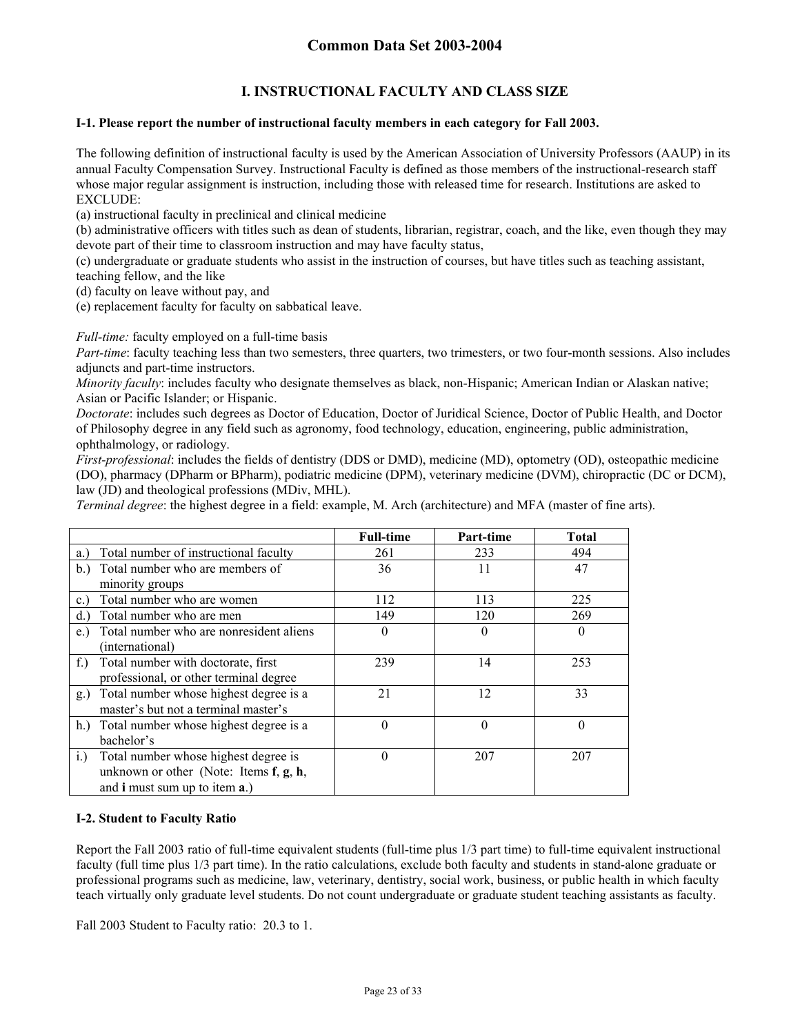## Common Data Set 2003-2004

### I. INSTRUCTIONAL FACULTY AND CLASS SIZE

**I-1. Please report the number of instructional faculty members in each category for Fall 2003.**

The following definition of instructional faculty is used by the American Association of University Professors (AAUP) in its annual Faculty Compensation Survey. Instructional Faculty is defined as those members of the instructional-research staff whose major regular assignment is instruction, including those with released time for research. Institutions are asked to EXCLUDE:

(a) instructional faculty in preclinical and clinical medicine

(b) administrative officers with titles such as dean of students, librarian, registrar, coach, and the like, even though they may devote part of their time to classroom instruction and may have faculty status,

(c) undergraduate or graduate students who assist in the instruction of courses, but have titles such as teaching assistant, teaching fellow, and the like

(d) faculty on leave without pay, and

(e) replacement faculty for faculty on sabbatical leave.

*Full-time:* faculty employed on a full-time basis

*Part-time*: faculty teaching less than two semesters, three quarters, two trimesters, or two four-month sessions. Also includes adjuncts and part-time instructors.

*Minority faculty*: includes faculty who designate themselves as black, non-Hispanic; American Indian or Alaskan native; Asian or Pacific Islander; or Hispanic.

*Doctorate*: includes such degrees as Doctor of Education, Doctor of Juridical Science, Doctor of Public Health, and Doctor of Philosophy degree in any field such as agronomy, food technology, education, engineering, public administration, ophthalmology, or radiology.

*First-professional*: includes the fields of dentistry (DDS or DMD), medicine (MD), optometry (OD), osteopathic medicine (DO), pharmacy (DPharm or BPharm), podiatric medicine (DPM), veterinary medicine (DVM), chiropractic (DC or DCM), law (JD) and theological professions (MDiv, MHL).

*Terminal degree*: the highest degree in a field: example, M. Arch (architecture) and MFA (master of fine arts).

| | Full-time | Part-time | Total |
|---|---|---|---|
| a.) Total number of instructional faculty | 261 | 233 | 494 |
| b.) Total number who are members of minority groups | 36 | 11 | 47 |
| c.) Total number who are women | 112 | 113 | 225 |
| d.) Total number who are men | 149 | 120 | 269 |
| e.) Total number who are nonresident aliens (international) | 0 | 0 | 0 |
| f.) Total number with doctorate, first professional, or other terminal degree | 239 | 14 | 253 |
| g.) Total number whose highest degree is a master's but not a terminal master's | 21 | 12 | 33 |
| h.) Total number whose highest degree is a bachelor's | 0 | 0 | 0 |
| i.) Total number whose highest degree is unknown or other (Note: Items **f**, **g**, **h**, and **i** must sum up to item **a**.) | 0 | 207 | 207 |

**I-2. Student to Faculty Ratio**

Report the Fall 2003 ratio of full-time equivalent students (full-time plus 1/3 part time) to full-time equivalent instructional faculty (full time plus 1/3 part time). In the ratio calculations, exclude both faculty and students in stand-alone graduate or professional programs such as medicine, law, veterinary, dentistry, social work, business, or public health in which faculty teach virtually only graduate level students. Do not count undergraduate or graduate student teaching assistants as faculty.

Fall 2003 Student to Faculty ratio: 20.3 to 1.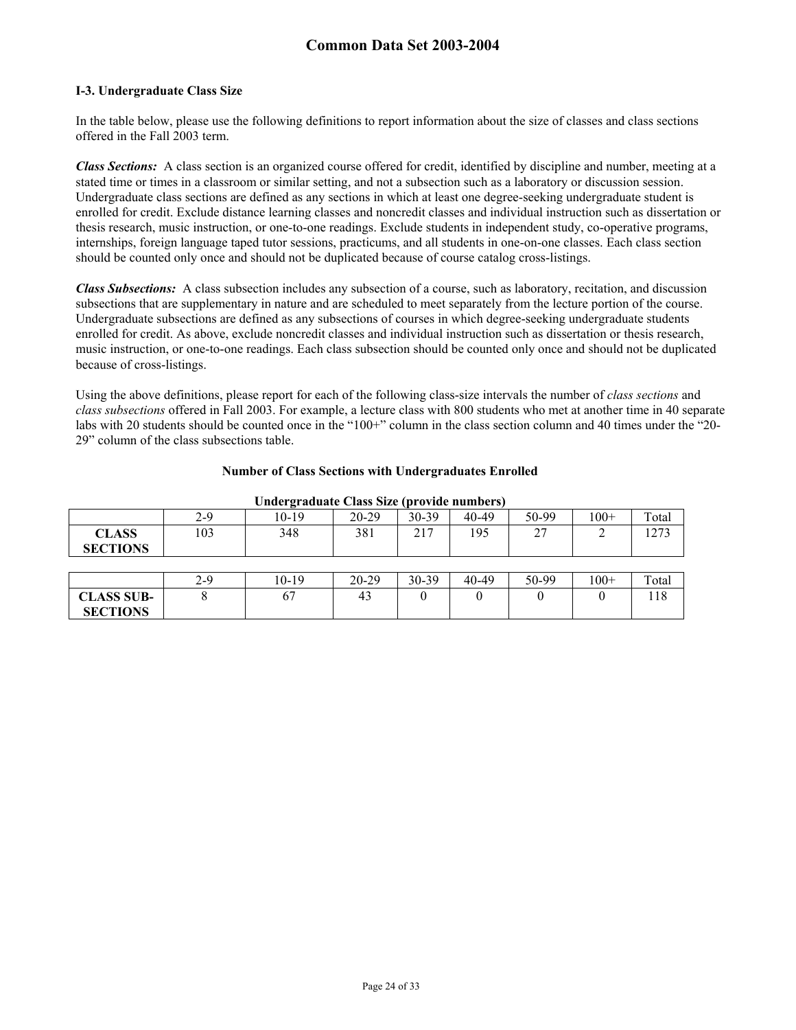### I-3. Undergraduate Class Size

In the table below, please use the following definitions to report information about the size of classes and class sections offered in the Fall 2003 term.

***Class Sections:*** A class section is an organized course offered for credit, identified by discipline and number, meeting at a stated time or times in a classroom or similar setting, and not a subsection such as a laboratory or discussion session. Undergraduate class sections are defined as any sections in which at least one degree-seeking undergraduate student is enrolled for credit. Exclude distance learning classes and noncredit classes and individual instruction such as dissertation or thesis research, music instruction, or one-to-one readings. Exclude students in independent study, co-operative programs, internships, foreign language taped tutor sessions, practicums, and all students in one-on-one classes. Each class section should be counted only once and should not be duplicated because of course catalog cross-listings.

***Class Subsections:*** A class subsection includes any subsection of a course, such as laboratory, recitation, and discussion subsections that are supplementary in nature and are scheduled to meet separately from the lecture portion of the course. Undergraduate subsections are defined as any subsections of courses in which degree-seeking undergraduate students enrolled for credit. As above, exclude noncredit classes and individual instruction such as dissertation or thesis research, music instruction, or one-to-one readings. Each class subsection should be counted only once and should not be duplicated because of cross-listings.

Using the above definitions, please report for each of the following class-size intervals the number of *class sections* and *class subsections* offered in Fall 2003. For example, a lecture class with 800 students who met at another time in 40 separate labs with 20 students should be counted once in the "100+" column in the class section column and 40 times under the "20-29" column of the class subsections table.

**Number of Class Sections with Undergraduates Enrolled**

**Undergraduate Class Size (provide numbers)**

| | 2-9 | 10-19 | 20-29 | 30-39 | 40-49 | 50-99 | 100+ | Total |
|---|---|---|---|---|---|---|---|---|
| **CLASS SECTIONS** | 103 | 348 | 381 | 217 | 195 | 27 | 2 | 1273 |

| | 2-9 | 10-19 | 20-29 | 30-39 | 40-49 | 50-99 | 100+ | Total |
|---|---|---|---|---|---|---|---|---|
| **CLASS SUB-SECTIONS** | 8 | 67 | 43 | 0 | 0 | 0 | 0 | 118 |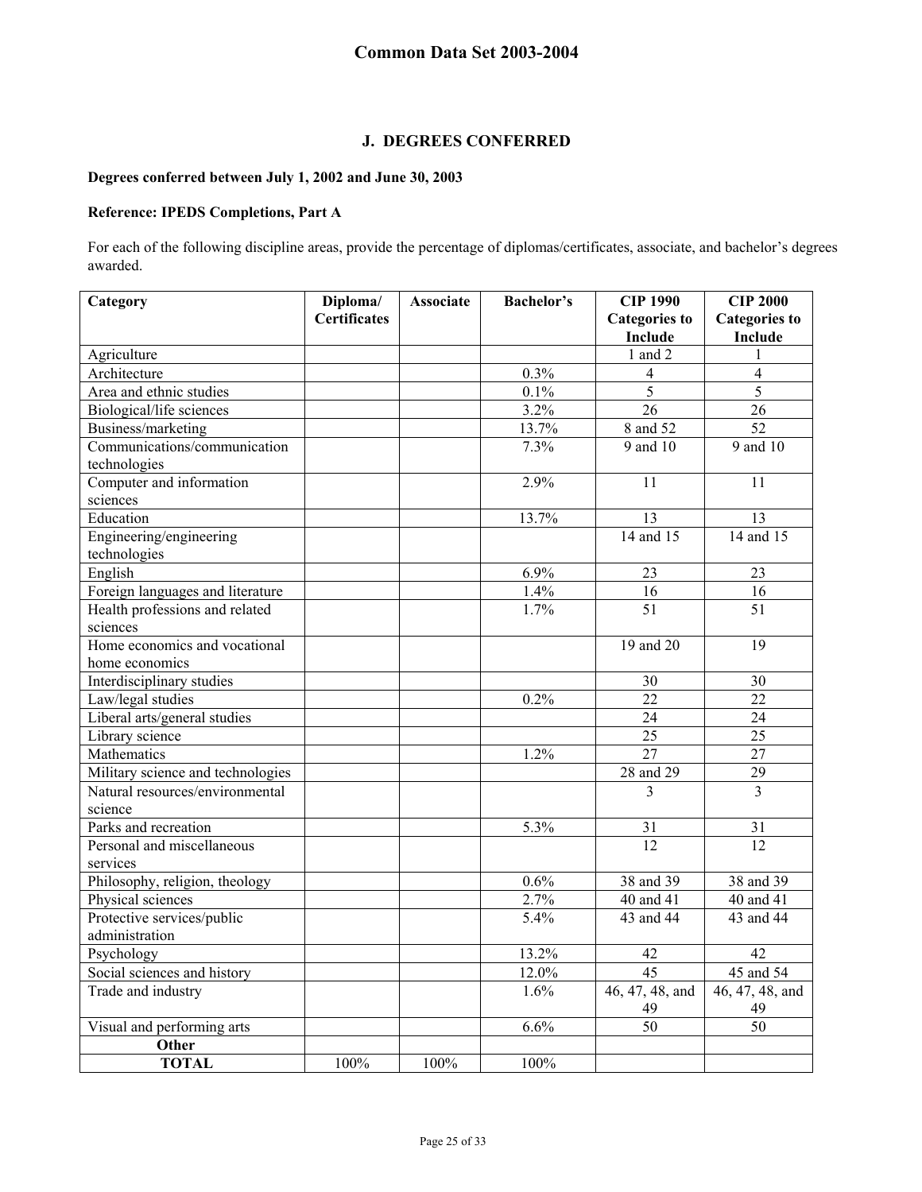# Common Data Set 2003-2004

## J. DEGREES CONFERRED

**Degrees conferred between July 1, 2002 and June 30, 2003**

**Reference: IPEDS Completions, Part A**

For each of the following discipline areas, provide the percentage of diplomas/certificates, associate, and bachelor's degrees awarded.

| Category | Diploma/ Certificates | Associate | Bachelor's | CIP 1990 Categories to Include | CIP 2000 Categories to Include |
|---|---|---|---|---|---|
| Agriculture | | | | 1 and 2 | 1 |
| Architecture | | | 0.3% | 4 | 4 |
| Area and ethnic studies | | | 0.1% | 5 | 5 |
| Biological/life sciences | | | 3.2% | 26 | 26 |
| Business/marketing | | | 13.7% | 8 and 52 | 52 |
| Communications/communication technologies | | | 7.3% | 9 and 10 | 9 and 10 |
| Computer and information sciences | | | 2.9% | 11 | 11 |
| Education | | | 13.7% | 13 | 13 |
| Engineering/engineering technologies | | | | 14 and 15 | 14 and 15 |
| English | | | 6.9% | 23 | 23 |
| Foreign languages and literature | | | 1.4% | 16 | 16 |
| Health professions and related sciences | | | 1.7% | 51 | 51 |
| Home economics and vocational home economics | | | | 19 and 20 | 19 |
| Interdisciplinary studies | | | | 30 | 30 |
| Law/legal studies | | | 0.2% | 22 | 22 |
| Liberal arts/general studies | | | | 24 | 24 |
| Library science | | | | 25 | 25 |
| Mathematics | | | 1.2% | 27 | 27 |
| Military science and technologies | | | | 28 and 29 | 29 |
| Natural resources/environmental science | | | | 3 | 3 |
| Parks and recreation | | | 5.3% | 31 | 31 |
| Personal and miscellaneous services | | | | 12 | 12 |
| Philosophy, religion, theology | | | 0.6% | 38 and 39 | 38 and 39 |
| Physical sciences | | | 2.7% | 40 and 41 | 40 and 41 |
| Protective services/public administration | | | 5.4% | 43 and 44 | 43 and 44 |
| Psychology | | | 13.2% | 42 | 42 |
| Social sciences and history | | | 12.0% | 45 | 45 and 54 |
| Trade and industry | | | 1.6% | 46, 47, 48, and 49 | 46, 47, 48, and 49 |
| Visual and performing arts | | | 6.6% | 50 | 50 |
| **Other** | | | | | |
| **TOTAL** | 100% | 100% | 100% | | |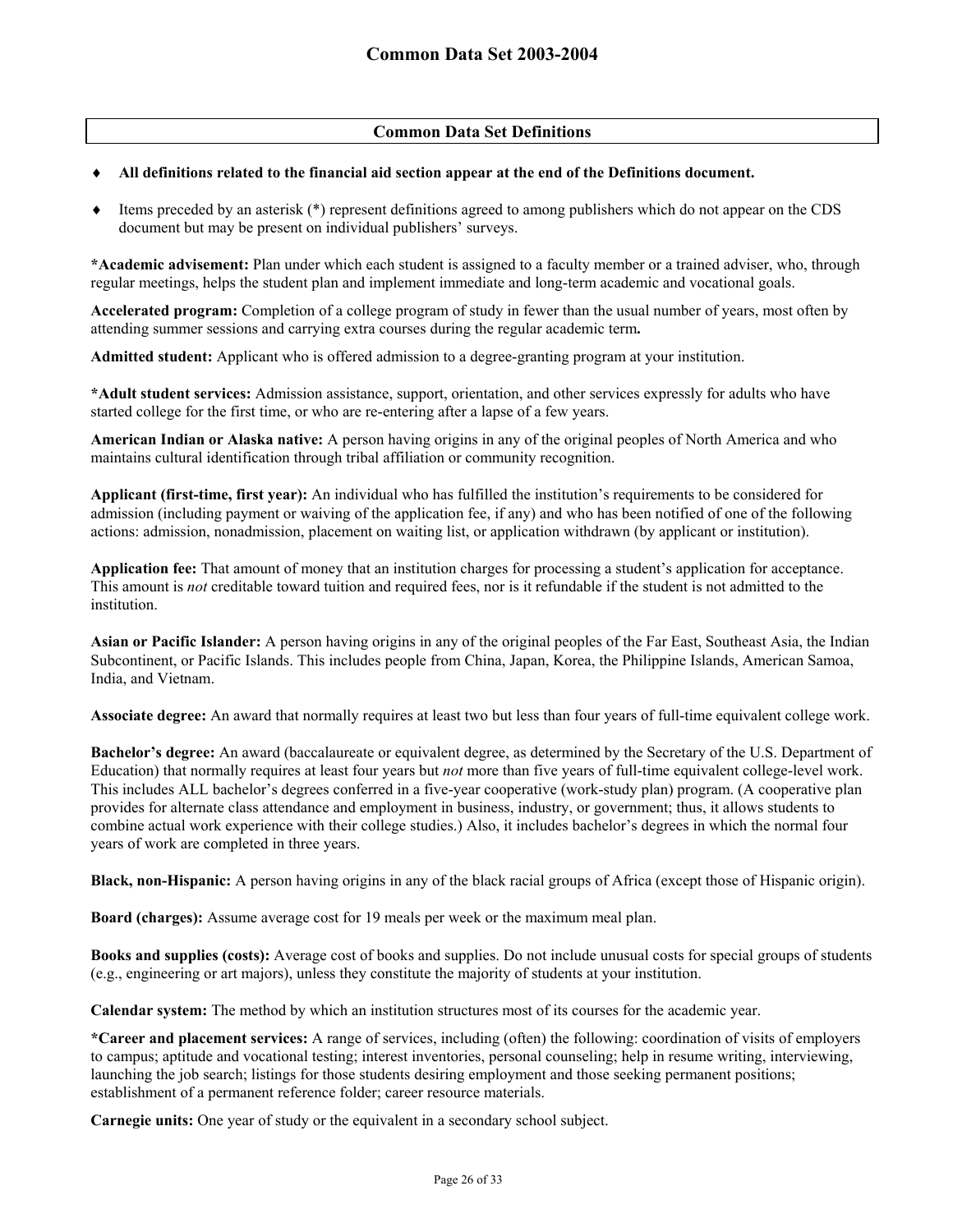# Common Data Set 2003-2004

## Common Data Set Definitions

- **All definitions related to the financial aid section appear at the end of the Definitions document.**
- Items preceded by an asterisk (*) represent definitions agreed to among publishers which do not appear on the CDS document but may be present on individual publishers' surveys.

**\*Academic advisement:** Plan under which each student is assigned to a faculty member or a trained adviser, who, through regular meetings, helps the student plan and implement immediate and long-term academic and vocational goals.

**Accelerated program:** Completion of a college program of study in fewer than the usual number of years, most often by attending summer sessions and carrying extra courses during the regular academic term**.**

**Admitted student:** Applicant who is offered admission to a degree-granting program at your institution.

**\*Adult student services:** Admission assistance, support, orientation, and other services expressly for adults who have started college for the first time, or who are re-entering after a lapse of a few years.

**American Indian or Alaska native:** A person having origins in any of the original peoples of North America and who maintains cultural identification through tribal affiliation or community recognition.

**Applicant (first-time, first year):** An individual who has fulfilled the institution's requirements to be considered for admission (including payment or waiving of the application fee, if any) and who has been notified of one of the following actions: admission, nonadmission, placement on waiting list, or application withdrawn (by applicant or institution).

**Application fee:** That amount of money that an institution charges for processing a student's application for acceptance. This amount is *not* creditable toward tuition and required fees, nor is it refundable if the student is not admitted to the institution.

**Asian or Pacific Islander:** A person having origins in any of the original peoples of the Far East, Southeast Asia, the Indian Subcontinent, or Pacific Islands. This includes people from China, Japan, Korea, the Philippine Islands, American Samoa, India, and Vietnam.

**Associate degree:** An award that normally requires at least two but less than four years of full-time equivalent college work.

**Bachelor's degree:** An award (baccalaureate or equivalent degree, as determined by the Secretary of the U.S. Department of Education) that normally requires at least four years but *not* more than five years of full-time equivalent college-level work. This includes ALL bachelor's degrees conferred in a five-year cooperative (work-study plan) program. (A cooperative plan provides for alternate class attendance and employment in business, industry, or government; thus, it allows students to combine actual work experience with their college studies.) Also, it includes bachelor's degrees in which the normal four years of work are completed in three years.

**Black, non-Hispanic:** A person having origins in any of the black racial groups of Africa (except those of Hispanic origin).

**Board (charges):** Assume average cost for 19 meals per week or the maximum meal plan.

**Books and supplies (costs):** Average cost of books and supplies. Do not include unusual costs for special groups of students (e.g., engineering or art majors), unless they constitute the majority of students at your institution.

**Calendar system:** The method by which an institution structures most of its courses for the academic year.

**\*Career and placement services:** A range of services, including (often) the following: coordination of visits of employers to campus; aptitude and vocational testing; interest inventories, personal counseling; help in resume writing, interviewing, launching the job search; listings for those students desiring employment and those seeking permanent positions; establishment of a permanent reference folder; career resource materials.

**Carnegie units:** One year of study or the equivalent in a secondary school subject.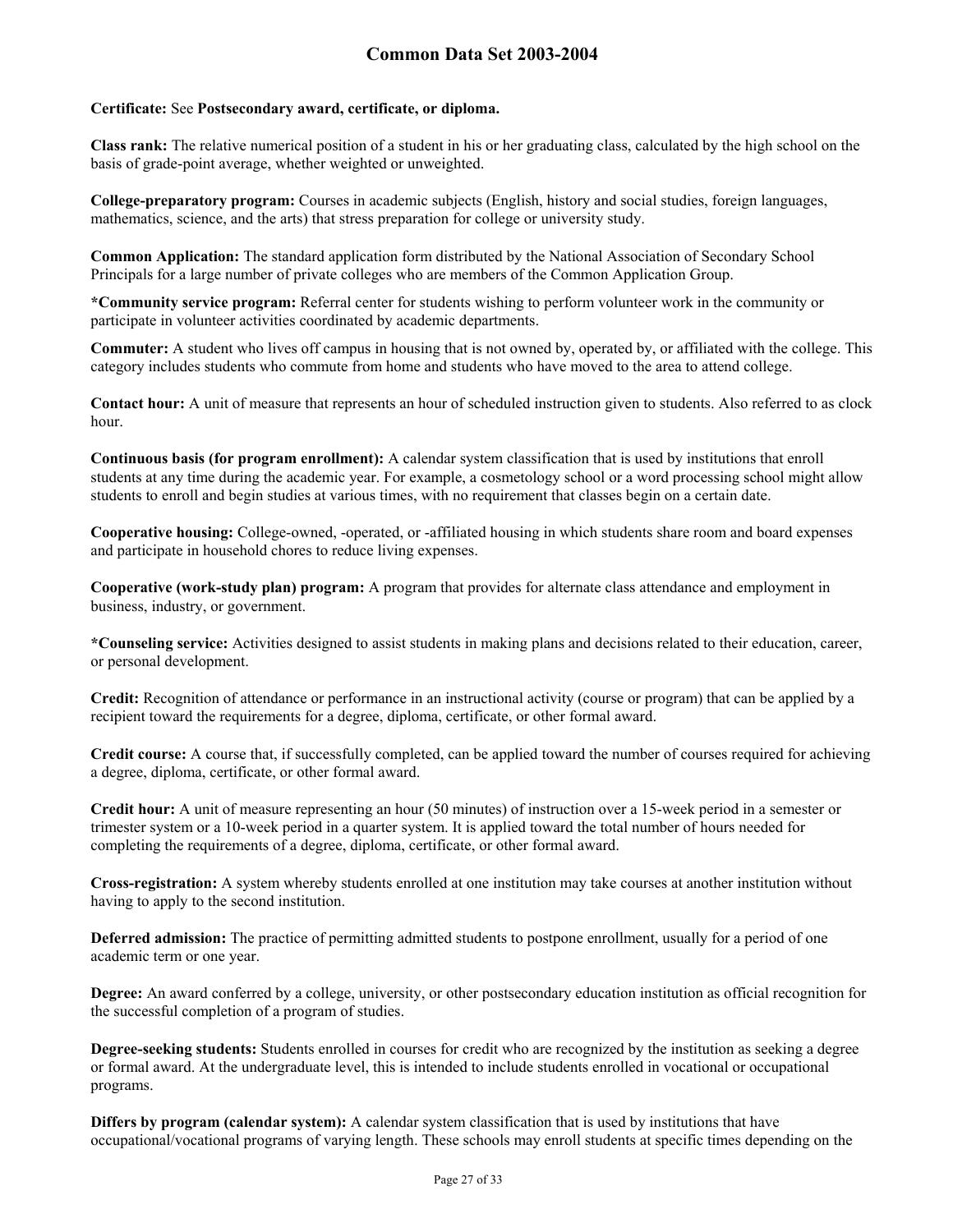**Certificate:** See **Postsecondary award, certificate, or diploma.**

**Class rank:** The relative numerical position of a student in his or her graduating class, calculated by the high school on the basis of grade-point average, whether weighted or unweighted.

**College-preparatory program:** Courses in academic subjects (English, history and social studies, foreign languages, mathematics, science, and the arts) that stress preparation for college or university study.

**Common Application:** The standard application form distributed by the National Association of Secondary School Principals for a large number of private colleges who are members of the Common Application Group.

**\*Community service program:** Referral center for students wishing to perform volunteer work in the community or participate in volunteer activities coordinated by academic departments.

**Commuter:** A student who lives off campus in housing that is not owned by, operated by, or affiliated with the college. This category includes students who commute from home and students who have moved to the area to attend college.

**Contact hour:** A unit of measure that represents an hour of scheduled instruction given to students. Also referred to as clock hour.

**Continuous basis (for program enrollment):** A calendar system classification that is used by institutions that enroll students at any time during the academic year. For example, a cosmetology school or a word processing school might allow students to enroll and begin studies at various times, with no requirement that classes begin on a certain date.

**Cooperative housing:** College-owned, -operated, or -affiliated housing in which students share room and board expenses and participate in household chores to reduce living expenses.

**Cooperative (work-study plan) program:** A program that provides for alternate class attendance and employment in business, industry, or government.

**\*Counseling service:** Activities designed to assist students in making plans and decisions related to their education, career, or personal development.

**Credit:** Recognition of attendance or performance in an instructional activity (course or program) that can be applied by a recipient toward the requirements for a degree, diploma, certificate, or other formal award.

**Credit course:** A course that, if successfully completed, can be applied toward the number of courses required for achieving a degree, diploma, certificate, or other formal award.

**Credit hour:** A unit of measure representing an hour (50 minutes) of instruction over a 15-week period in a semester or trimester system or a 10-week period in a quarter system. It is applied toward the total number of hours needed for completing the requirements of a degree, diploma, certificate, or other formal award.

**Cross-registration:** A system whereby students enrolled at one institution may take courses at another institution without having to apply to the second institution.

**Deferred admission:** The practice of permitting admitted students to postpone enrollment, usually for a period of one academic term or one year.

**Degree:** An award conferred by a college, university, or other postsecondary education institution as official recognition for the successful completion of a program of studies.

**Degree-seeking students:** Students enrolled in courses for credit who are recognized by the institution as seeking a degree or formal award. At the undergraduate level, this is intended to include students enrolled in vocational or occupational programs.

**Differs by program (calendar system):** A calendar system classification that is used by institutions that have occupational/vocational programs of varying length. These schools may enroll students at specific times depending on the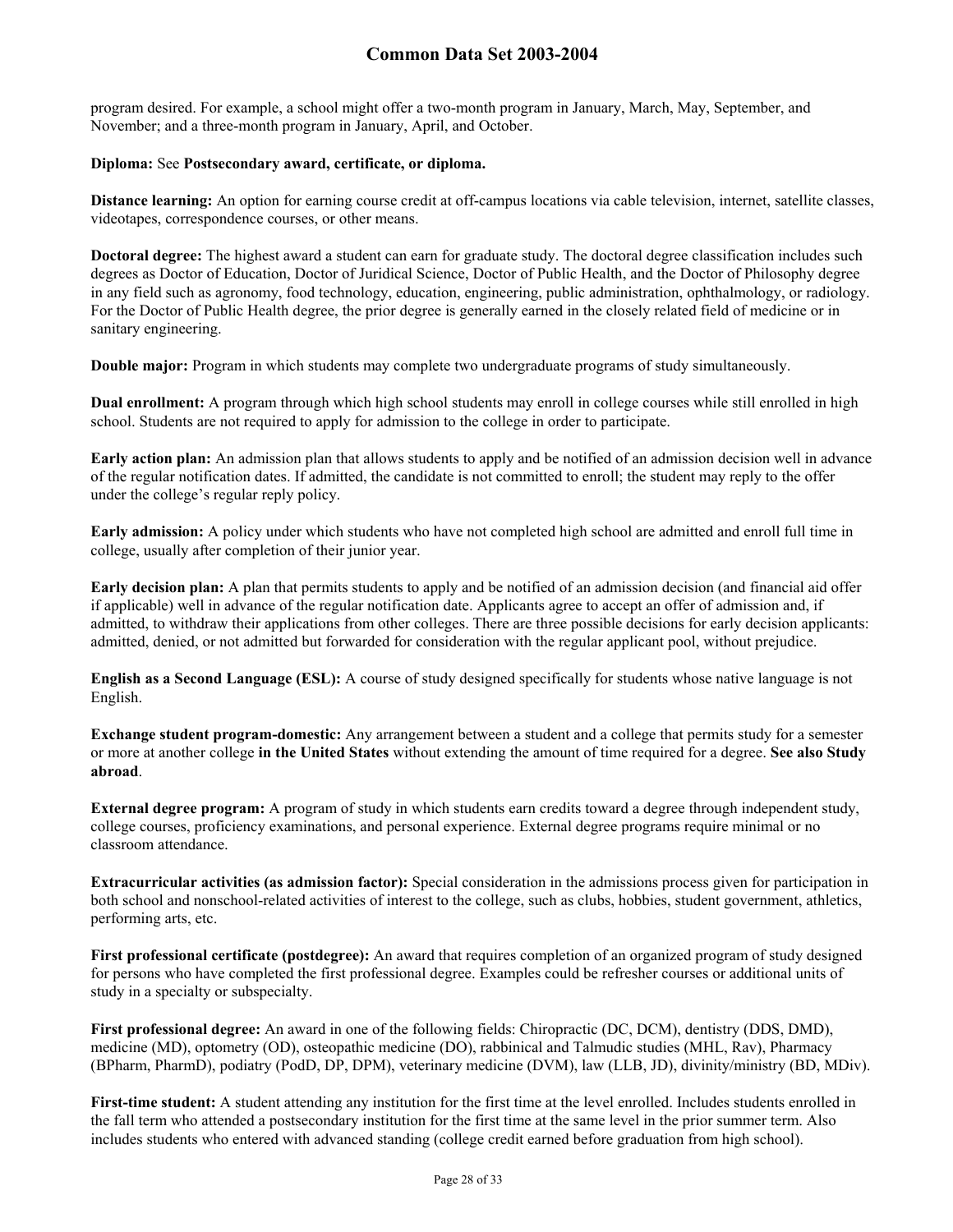program desired. For example, a school might offer a two-month program in January, March, May, September, and November; and a three-month program in January, April, and October.

**Diploma:** See **Postsecondary award, certificate, or diploma.**

**Distance learning:** An option for earning course credit at off-campus locations via cable television, internet, satellite classes, videotapes, correspondence courses, or other means.

**Doctoral degree:** The highest award a student can earn for graduate study. The doctoral degree classification includes such degrees as Doctor of Education, Doctor of Juridical Science, Doctor of Public Health, and the Doctor of Philosophy degree in any field such as agronomy, food technology, education, engineering, public administration, ophthalmology, or radiology. For the Doctor of Public Health degree, the prior degree is generally earned in the closely related field of medicine or in sanitary engineering.

**Double major:** Program in which students may complete two undergraduate programs of study simultaneously.

**Dual enrollment:** A program through which high school students may enroll in college courses while still enrolled in high school. Students are not required to apply for admission to the college in order to participate.

**Early action plan:** An admission plan that allows students to apply and be notified of an admission decision well in advance of the regular notification dates. If admitted, the candidate is not committed to enroll; the student may reply to the offer under the college's regular reply policy.

**Early admission:** A policy under which students who have not completed high school are admitted and enroll full time in college, usually after completion of their junior year.

**Early decision plan:** A plan that permits students to apply and be notified of an admission decision (and financial aid offer if applicable) well in advance of the regular notification date. Applicants agree to accept an offer of admission and, if admitted, to withdraw their applications from other colleges. There are three possible decisions for early decision applicants: admitted, denied, or not admitted but forwarded for consideration with the regular applicant pool, without prejudice.

**English as a Second Language (ESL):** A course of study designed specifically for students whose native language is not English.

**Exchange student program-domestic:** Any arrangement between a student and a college that permits study for a semester or more at another college **in the United States** without extending the amount of time required for a degree. **See also Study abroad**.

**External degree program:** A program of study in which students earn credits toward a degree through independent study, college courses, proficiency examinations, and personal experience. External degree programs require minimal or no classroom attendance.

**Extracurricular activities (as admission factor):** Special consideration in the admissions process given for participation in both school and nonschool-related activities of interest to the college, such as clubs, hobbies, student government, athletics, performing arts, etc.

**First professional certificate (postdegree):** An award that requires completion of an organized program of study designed for persons who have completed the first professional degree. Examples could be refresher courses or additional units of study in a specialty or subspecialty.

**First professional degree:** An award in one of the following fields: Chiropractic (DC, DCM), dentistry (DDS, DMD), medicine (MD), optometry (OD), osteopathic medicine (DO), rabbinical and Talmudic studies (MHL, Rav), Pharmacy (BPharm, PharmD), podiatry (PodD, DP, DPM), veterinary medicine (DVM), law (LLB, JD), divinity/ministry (BD, MDiv).

**First-time student:** A student attending any institution for the first time at the level enrolled. Includes students enrolled in the fall term who attended a postsecondary institution for the first time at the same level in the prior summer term. Also includes students who entered with advanced standing (college credit earned before graduation from high school).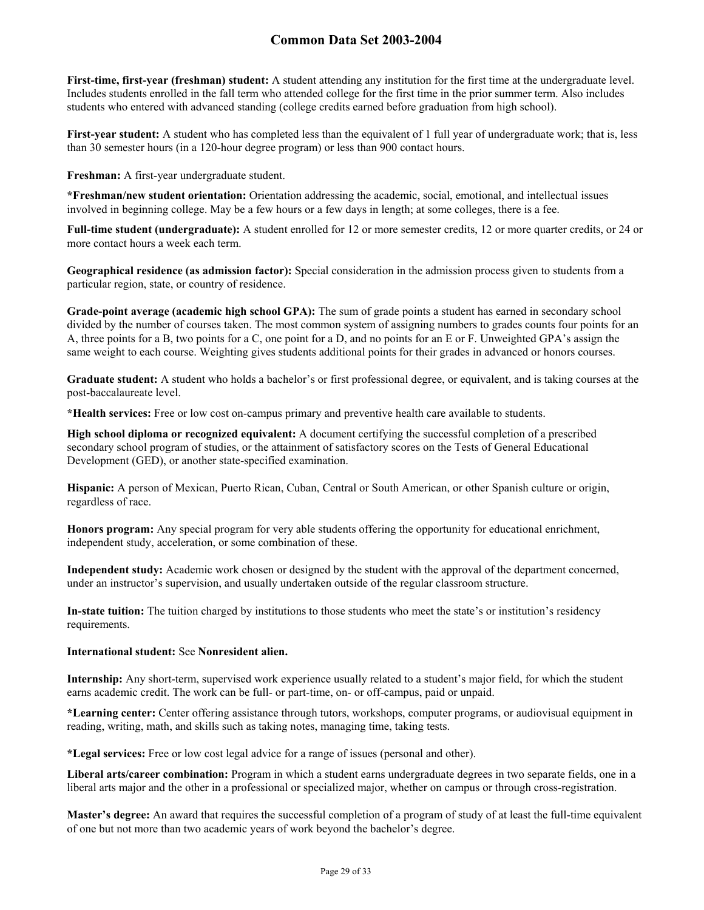**First-time, first-year (freshman) student:** A student attending any institution for the first time at the undergraduate level. Includes students enrolled in the fall term who attended college for the first time in the prior summer term. Also includes students who entered with advanced standing (college credits earned before graduation from high school).

**First-year student:** A student who has completed less than the equivalent of 1 full year of undergraduate work; that is, less than 30 semester hours (in a 120-hour degree program) or less than 900 contact hours.

**Freshman:** A first-year undergraduate student.

**\*Freshman/new student orientation:** Orientation addressing the academic, social, emotional, and intellectual issues involved in beginning college. May be a few hours or a few days in length; at some colleges, there is a fee.

**Full-time student (undergraduate):** A student enrolled for 12 or more semester credits, 12 or more quarter credits, or 24 or more contact hours a week each term.

**Geographical residence (as admission factor):** Special consideration in the admission process given to students from a particular region, state, or country of residence.

**Grade-point average (academic high school GPA):** The sum of grade points a student has earned in secondary school divided by the number of courses taken. The most common system of assigning numbers to grades counts four points for an A, three points for a B, two points for a C, one point for a D, and no points for an E or F. Unweighted GPA's assign the same weight to each course. Weighting gives students additional points for their grades in advanced or honors courses.

**Graduate student:** A student who holds a bachelor's or first professional degree, or equivalent, and is taking courses at the post-baccalaureate level.

**\*Health services:** Free or low cost on-campus primary and preventive health care available to students.

**High school diploma or recognized equivalent:** A document certifying the successful completion of a prescribed secondary school program of studies, or the attainment of satisfactory scores on the Tests of General Educational Development (GED), or another state-specified examination.

**Hispanic:** A person of Mexican, Puerto Rican, Cuban, Central or South American, or other Spanish culture or origin, regardless of race.

**Honors program:** Any special program for very able students offering the opportunity for educational enrichment, independent study, acceleration, or some combination of these.

**Independent study:** Academic work chosen or designed by the student with the approval of the department concerned, under an instructor's supervision, and usually undertaken outside of the regular classroom structure.

**In-state tuition:** The tuition charged by institutions to those students who meet the state's or institution's residency requirements.

**International student:** See **Nonresident alien.**

**Internship:** Any short-term, supervised work experience usually related to a student's major field, for which the student earns academic credit. The work can be full- or part-time, on- or off-campus, paid or unpaid.

**\*Learning center:** Center offering assistance through tutors, workshops, computer programs, or audiovisual equipment in reading, writing, math, and skills such as taking notes, managing time, taking tests.

**\*Legal services:** Free or low cost legal advice for a range of issues (personal and other).

**Liberal arts/career combination:** Program in which a student earns undergraduate degrees in two separate fields, one in a liberal arts major and the other in a professional or specialized major, whether on campus or through cross-registration.

**Master's degree:** An award that requires the successful completion of a program of study of at least the full-time equivalent of one but not more than two academic years of work beyond the bachelor's degree.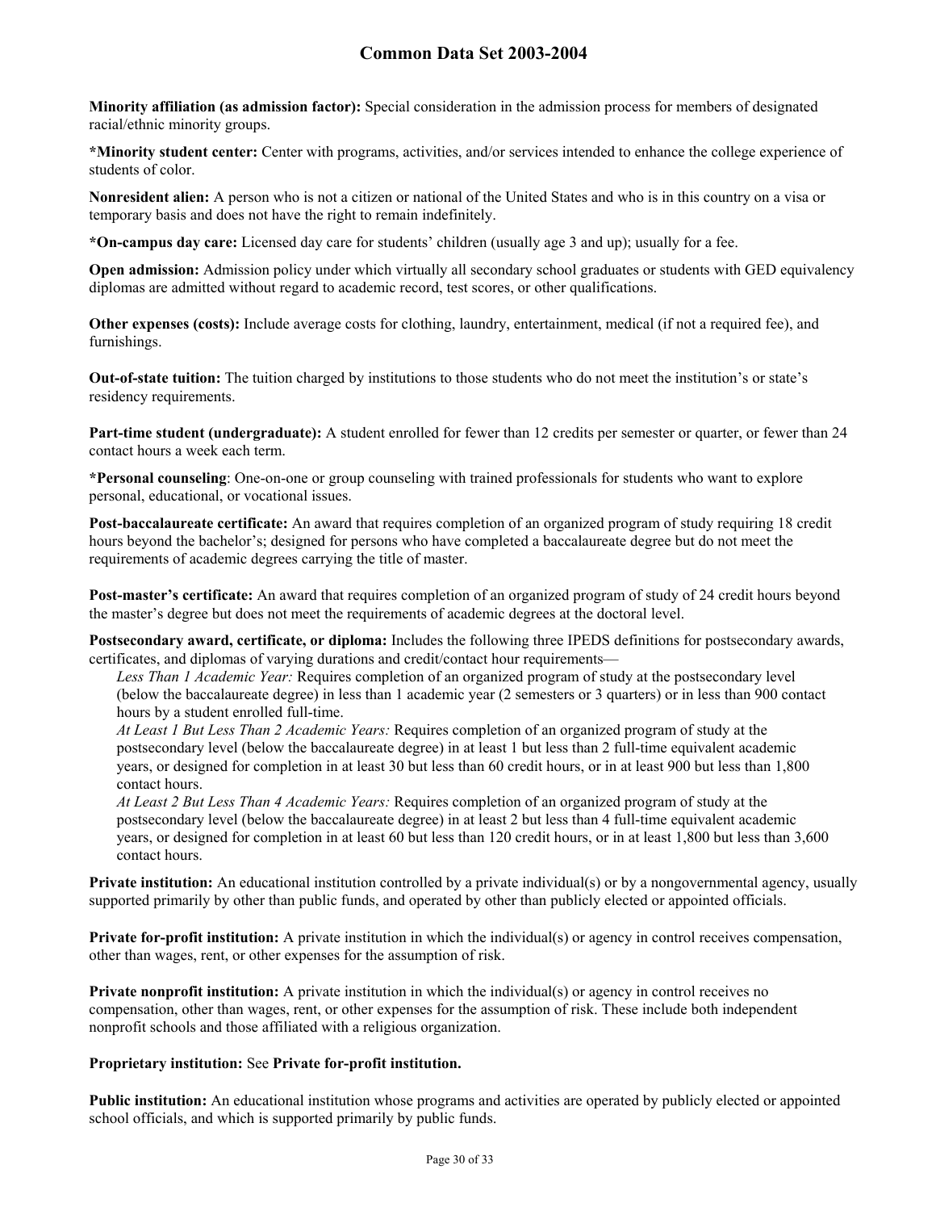**Minority affiliation (as admission factor):** Special consideration in the admission process for members of designated racial/ethnic minority groups.

**\*Minority student center:** Center with programs, activities, and/or services intended to enhance the college experience of students of color.

**Nonresident alien:** A person who is not a citizen or national of the United States and who is in this country on a visa or temporary basis and does not have the right to remain indefinitely.

**\*On-campus day care:** Licensed day care for students' children (usually age 3 and up); usually for a fee.

**Open admission:** Admission policy under which virtually all secondary school graduates or students with GED equivalency diplomas are admitted without regard to academic record, test scores, or other qualifications.

**Other expenses (costs):** Include average costs for clothing, laundry, entertainment, medical (if not a required fee), and furnishings.

**Out-of-state tuition:** The tuition charged by institutions to those students who do not meet the institution's or state's residency requirements.

**Part-time student (undergraduate):** A student enrolled for fewer than 12 credits per semester or quarter, or fewer than 24 contact hours a week each term.

**\*Personal counseling**: One-on-one or group counseling with trained professionals for students who want to explore personal, educational, or vocational issues.

**Post-baccalaureate certificate:** An award that requires completion of an organized program of study requiring 18 credit hours beyond the bachelor's; designed for persons who have completed a baccalaureate degree but do not meet the requirements of academic degrees carrying the title of master.

**Post-master's certificate:** An award that requires completion of an organized program of study of 24 credit hours beyond the master's degree but does not meet the requirements of academic degrees at the doctoral level.

**Postsecondary award, certificate, or diploma:** Includes the following three IPEDS definitions for postsecondary awards, certificates, and diplomas of varying durations and credit/contact hour requirements—

*Less Than 1 Academic Year:* Requires completion of an organized program of study at the postsecondary level (below the baccalaureate degree) in less than 1 academic year (2 semesters or 3 quarters) or in less than 900 contact hours by a student enrolled full-time.

*At Least 1 But Less Than 2 Academic Years:* Requires completion of an organized program of study at the postsecondary level (below the baccalaureate degree) in at least 1 but less than 2 full-time equivalent academic years, or designed for completion in at least 30 but less than 60 credit hours, or in at least 900 but less than 1,800 contact hours.

*At Least 2 But Less Than 4 Academic Years:* Requires completion of an organized program of study at the postsecondary level (below the baccalaureate degree) in at least 2 but less than 4 full-time equivalent academic years, or designed for completion in at least 60 but less than 120 credit hours, or in at least 1,800 but less than 3,600 contact hours.

**Private institution:** An educational institution controlled by a private individual(s) or by a nongovernmental agency, usually supported primarily by other than public funds, and operated by other than publicly elected or appointed officials.

**Private for-profit institution:** A private institution in which the individual(s) or agency in control receives compensation, other than wages, rent, or other expenses for the assumption of risk.

**Private nonprofit institution:** A private institution in which the individual(s) or agency in control receives no compensation, other than wages, rent, or other expenses for the assumption of risk. These include both independent nonprofit schools and those affiliated with a religious organization.

**Proprietary institution:** See **Private for-profit institution.**

**Public institution:** An educational institution whose programs and activities are operated by publicly elected or appointed school officials, and which is supported primarily by public funds.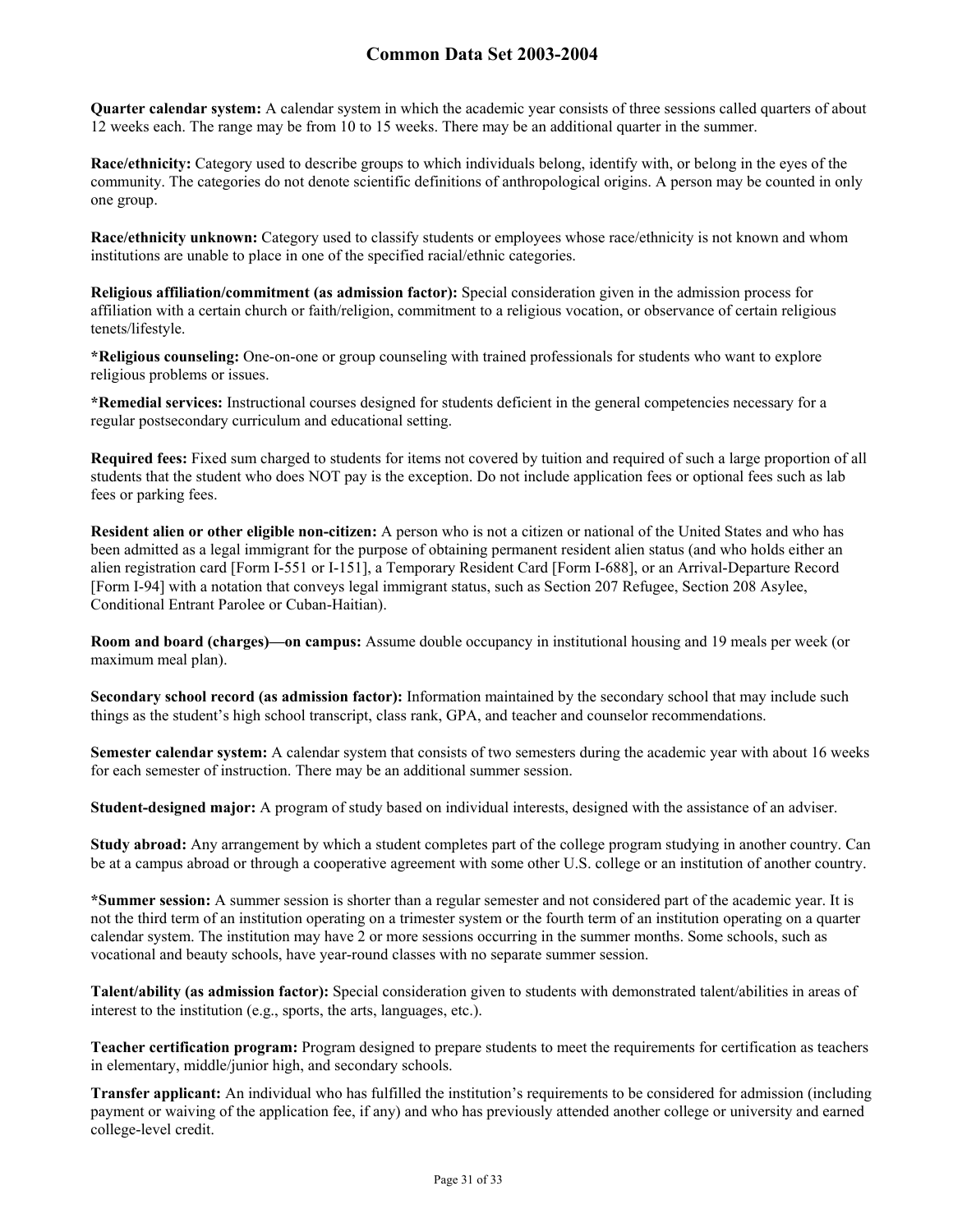**Quarter calendar system:** A calendar system in which the academic year consists of three sessions called quarters of about 12 weeks each. The range may be from 10 to 15 weeks. There may be an additional quarter in the summer.

**Race/ethnicity:** Category used to describe groups to which individuals belong, identify with, or belong in the eyes of the community. The categories do not denote scientific definitions of anthropological origins. A person may be counted in only one group.

**Race/ethnicity unknown:** Category used to classify students or employees whose race/ethnicity is not known and whom institutions are unable to place in one of the specified racial/ethnic categories.

**Religious affiliation/commitment (as admission factor):** Special consideration given in the admission process for affiliation with a certain church or faith/religion, commitment to a religious vocation, or observance of certain religious tenets/lifestyle.

**\*Religious counseling:** One-on-one or group counseling with trained professionals for students who want to explore religious problems or issues.

**\*Remedial services:** Instructional courses designed for students deficient in the general competencies necessary for a regular postsecondary curriculum and educational setting.

**Required fees:** Fixed sum charged to students for items not covered by tuition and required of such a large proportion of all students that the student who does NOT pay is the exception. Do not include application fees or optional fees such as lab fees or parking fees.

**Resident alien or other eligible non-citizen:** A person who is not a citizen or national of the United States and who has been admitted as a legal immigrant for the purpose of obtaining permanent resident alien status (and who holds either an alien registration card [Form I-551 or I-151], a Temporary Resident Card [Form I-688], or an Arrival-Departure Record [Form I-94] with a notation that conveys legal immigrant status, such as Section 207 Refugee, Section 208 Asylee, Conditional Entrant Parolee or Cuban-Haitian).

**Room and board (charges)—on campus:** Assume double occupancy in institutional housing and 19 meals per week (or maximum meal plan).

**Secondary school record (as admission factor):** Information maintained by the secondary school that may include such things as the student's high school transcript, class rank, GPA, and teacher and counselor recommendations.

**Semester calendar system:** A calendar system that consists of two semesters during the academic year with about 16 weeks for each semester of instruction. There may be an additional summer session.

**Student-designed major:** A program of study based on individual interests, designed with the assistance of an adviser.

**Study abroad:** Any arrangement by which a student completes part of the college program studying in another country. Can be at a campus abroad or through a cooperative agreement with some other U.S. college or an institution of another country.

**\*Summer session:** A summer session is shorter than a regular semester and not considered part of the academic year. It is not the third term of an institution operating on a trimester system or the fourth term of an institution operating on a quarter calendar system. The institution may have 2 or more sessions occurring in the summer months. Some schools, such as vocational and beauty schools, have year-round classes with no separate summer session.

**Talent/ability (as admission factor):** Special consideration given to students with demonstrated talent/abilities in areas of interest to the institution (e.g., sports, the arts, languages, etc.).

**Teacher certification program:** Program designed to prepare students to meet the requirements for certification as teachers in elementary, middle/junior high, and secondary schools.

**Transfer applicant:** An individual who has fulfilled the institution's requirements to be considered for admission (including payment or waiving of the application fee, if any) and who has previously attended another college or university and earned college-level credit.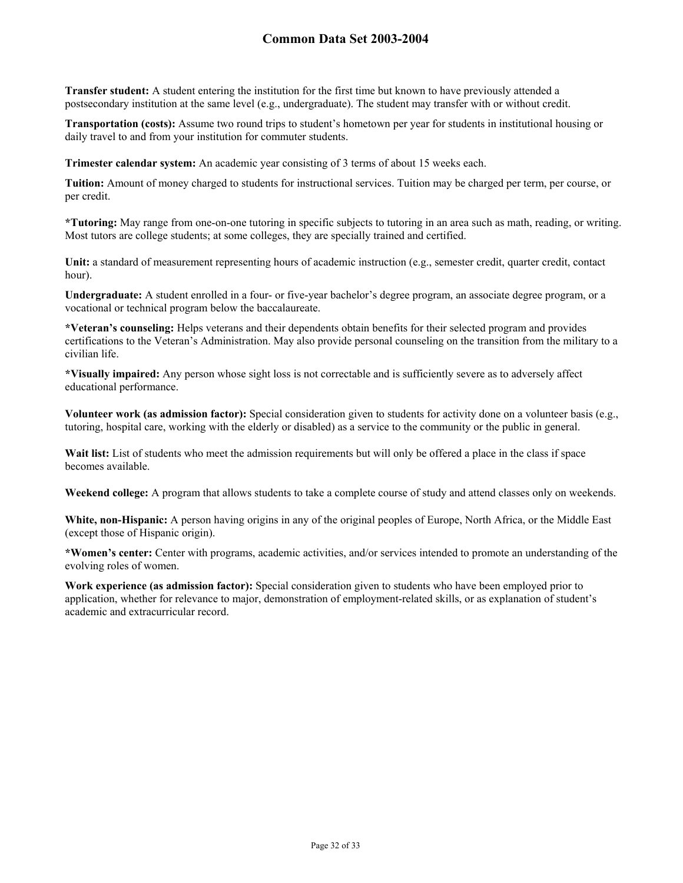**Transfer student:** A student entering the institution for the first time but known to have previously attended a postsecondary institution at the same level (e.g., undergraduate). The student may transfer with or without credit.

**Transportation (costs):** Assume two round trips to student's hometown per year for students in institutional housing or daily travel to and from your institution for commuter students.

**Trimester calendar system:** An academic year consisting of 3 terms of about 15 weeks each.

**Tuition:** Amount of money charged to students for instructional services. Tuition may be charged per term, per course, or per credit.

***Tutoring:** May range from one-on-one tutoring in specific subjects to tutoring in an area such as math, reading, or writing. Most tutors are college students; at some colleges, they are specially trained and certified.

**Unit:** a standard of measurement representing hours of academic instruction (e.g., semester credit, quarter credit, contact hour).

**Undergraduate:** A student enrolled in a four- or five-year bachelor's degree program, an associate degree program, or a vocational or technical program below the baccalaureate.

***Veteran's counseling:** Helps veterans and their dependents obtain benefits for their selected program and provides certifications to the Veteran's Administration. May also provide personal counseling on the transition from the military to a civilian life.

***Visually impaired:** Any person whose sight loss is not correctable and is sufficiently severe as to adversely affect educational performance.

**Volunteer work (as admission factor):** Special consideration given to students for activity done on a volunteer basis (e.g., tutoring, hospital care, working with the elderly or disabled) as a service to the community or the public in general.

**Wait list:** List of students who meet the admission requirements but will only be offered a place in the class if space becomes available.

**Weekend college:** A program that allows students to take a complete course of study and attend classes only on weekends.

**White, non-Hispanic:** A person having origins in any of the original peoples of Europe, North Africa, or the Middle East (except those of Hispanic origin).

***Women's center:** Center with programs, academic activities, and/or services intended to promote an understanding of the evolving roles of women.

**Work experience (as admission factor):** Special consideration given to students who have been employed prior to application, whether for relevance to major, demonstration of employment-related skills, or as explanation of student's academic and extracurricular record.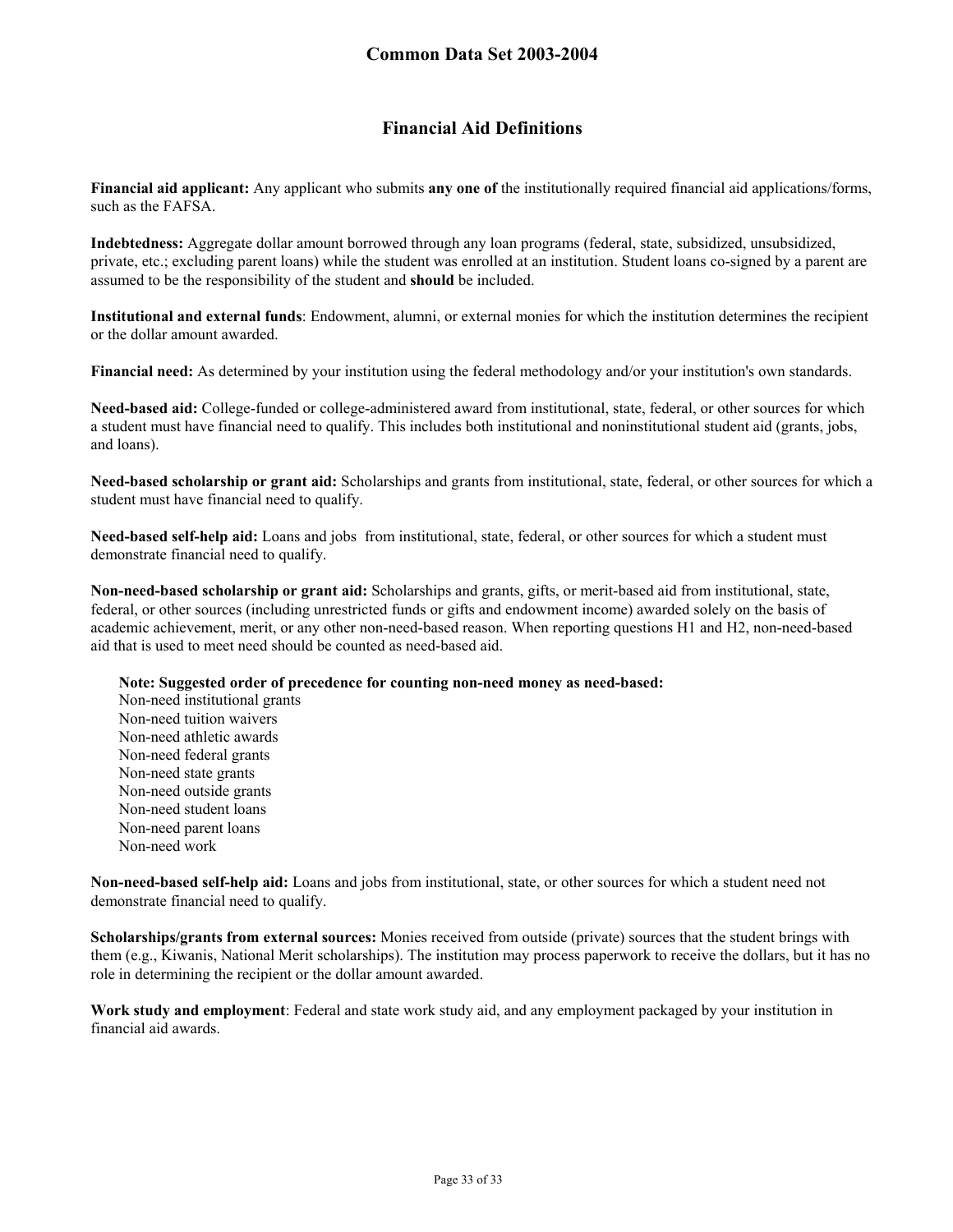## Financial Aid Definitions

**Financial aid applicant:** Any applicant who submits **any one of** the institutionally required financial aid applications/forms, such as the FAFSA.

**Indebtedness:** Aggregate dollar amount borrowed through any loan programs (federal, state, subsidized, unsubsidized, private, etc.; excluding parent loans) while the student was enrolled at an institution. Student loans co-signed by a parent are assumed to be the responsibility of the student and **should** be included.

**Institutional and external funds**: Endowment, alumni, or external monies for which the institution determines the recipient or the dollar amount awarded.

**Financial need:** As determined by your institution using the federal methodology and/or your institution's own standards.

**Need-based aid:** College-funded or college-administered award from institutional, state, federal, or other sources for which a student must have financial need to qualify. This includes both institutional and noninstitutional student aid (grants, jobs, and loans).

**Need-based scholarship or grant aid:** Scholarships and grants from institutional, state, federal, or other sources for which a student must have financial need to qualify.

**Need-based self-help aid:** Loans and jobs from institutional, state, federal, or other sources for which a student must demonstrate financial need to qualify.

**Non-need-based scholarship or grant aid:** Scholarships and grants, gifts, or merit-based aid from institutional, state, federal, or other sources (including unrestricted funds or gifts and endowment income) awarded solely on the basis of academic achievement, merit, or any other non-need-based reason. When reporting questions H1 and H2, non-need-based aid that is used to meet need should be counted as need-based aid.

**Note: Suggested order of precedence for counting non-need money as need-based:**
Non-need institutional grants
Non-need tuition waivers
Non-need athletic awards
Non-need federal grants
Non-need state grants
Non-need outside grants
Non-need student loans
Non-need parent loans
Non-need work

**Non-need-based self-help aid:** Loans and jobs from institutional, state, or other sources for which a student need not demonstrate financial need to qualify.

**Scholarships/grants from external sources:** Monies received from outside (private) sources that the student brings with them (e.g., Kiwanis, National Merit scholarships). The institution may process paperwork to receive the dollars, but it has no role in determining the recipient or the dollar amount awarded.

**Work study and employment**: Federal and state work study aid, and any employment packaged by your institution in financial aid awards.